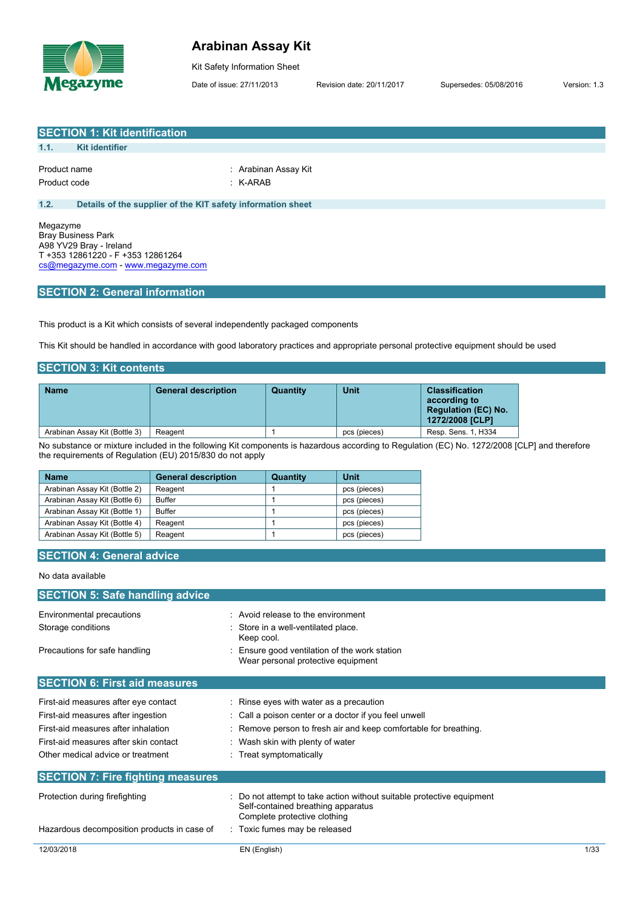# Arabinan Assay Kit

Kit Safety Information Sheet

Date of issue: 27/11/2013 Revision date: 20/11/2017 Supersedes: 05/08/2016 Version: 1.3

## SECTION 1: Kit identification

### 1.1. Kit identifier

Product name : Arabinan Assay Kit
Product code : K-ARAB

### 1.2. Details of the supplier of the KIT safety information sheet

Megazyme
Bray Business Park
A98 YV29 Bray - Ireland
T +353 12861220 - F +353 12861264
cs@megazyme.com - www.megazyme.com

## SECTION 2: General information

This product is a Kit which consists of several independently packaged components

This Kit should be handled in accordance with good laboratory practices and appropriate personal protective equipment should be used

## SECTION 3: Kit contents

| Name | General description | Quantity | Unit | Classification according to Regulation (EC) No. 1272/2008 [CLP] |
|---|---|---|---|---|
| Arabinan Assay Kit (Bottle 3) | Reagent | 1 | pcs (pieces) | Resp. Sens. 1, H334 |

No substance or mixture included in the following Kit components is hazardous according to Regulation (EC) No. 1272/2008 [CLP] and therefore the requirements of Regulation (EU) 2015/830 do not apply

| Name | General description | Quantity | Unit |
|---|---|---|---|
| Arabinan Assay Kit (Bottle 2) | Reagent | 1 | pcs (pieces) |
| Arabinan Assay Kit (Bottle 6) | Buffer | 1 | pcs (pieces) |
| Arabinan Assay Kit (Bottle 1) | Buffer | 1 | pcs (pieces) |
| Arabinan Assay Kit (Bottle 4) | Reagent | 1 | pcs (pieces) |
| Arabinan Assay Kit (Bottle 5) | Reagent | 1 | pcs (pieces) |

## SECTION 4: General advice

No data available

## SECTION 5: Safe handling advice

Environmental precautions : Avoid release to the environment
Storage conditions : Store in a well-ventilated place.
Keep cool.
Precautions for safe handling : Ensure good ventilation of the work station
Wear personal protective equipment

## SECTION 6: First aid measures

First-aid measures after eye contact : Rinse eyes with water as a precaution
First-aid measures after ingestion : Call a poison center or a doctor if you feel unwell
First-aid measures after inhalation : Remove person to fresh air and keep comfortable for breathing.
First-aid measures after skin contact : Wash skin with plenty of water
Other medical advice or treatment : Treat symptomatically

## SECTION 7: Fire fighting measures

Protection during firefighting : Do not attempt to take action without suitable protective equipment
Self-contained breathing apparatus
Complete protective clothing
Hazardous decomposition products in case of : Toxic fumes may be released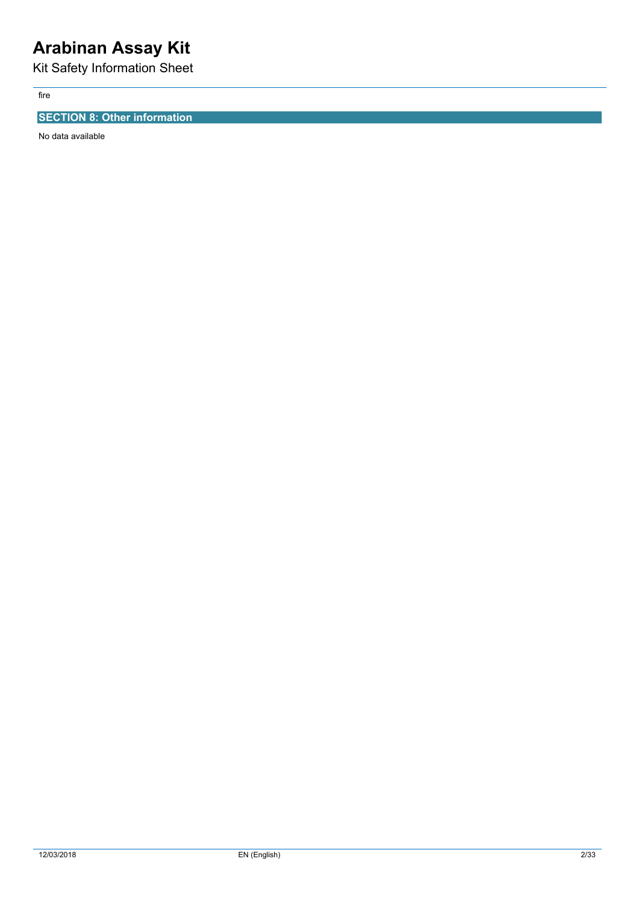fire

## SECTION 8: Other information

No data available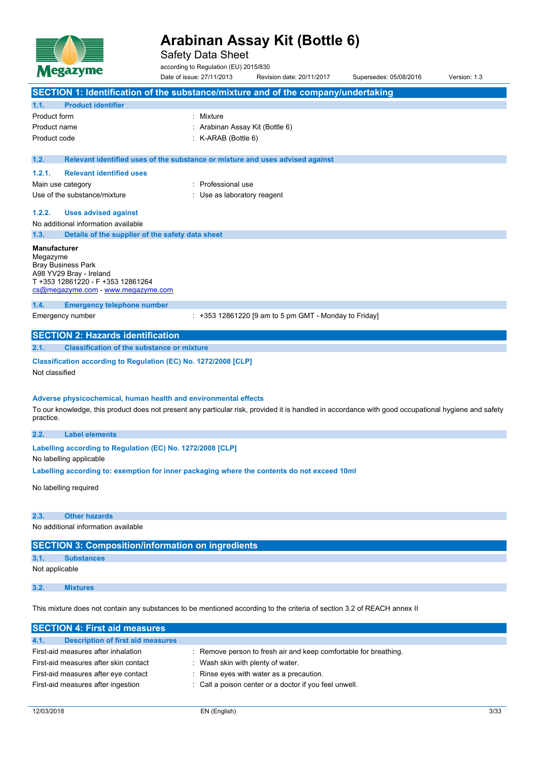# Arabinan Assay Kit (Bottle 6)

Safety Data Sheet

according to Regulation (EU) 2015/830

Date of issue: 27/11/2013 Revision date: 20/11/2017 Supersedes: 05/08/2016 Version: 1.3

## SECTION 1: Identification of the substance/mixture and of the company/undertaking

### 1.1. Product identifier

| | |
|---|---|
| Product form | : Mixture |
| Product name | : Arabinan Assay Kit (Bottle 6) |
| Product code | : K-ARAB (Bottle 6) |

### 1.2. Relevant identified uses of the substance or mixture and uses advised against

#### 1.2.1. Relevant identified uses

| | |
|---|---|
| Main use category | : Professional use |
| Use of the substance/mixture | : Use as laboratory reagent |

#### 1.2.2. Uses advised against

No additional information available

### 1.3. Details of the supplier of the safety data sheet

**Manufacturer**
Megazyme
Bray Business Park
A98 YV29 Bray - Ireland
T +353 12861220 - F +353 12861264
cs@megazyme.com - www.megazyme.com

### 1.4. Emergency telephone number

| | |
|---|---|
| Emergency number | : +353 12861220 [9 am to 5 pm GMT - Monday to Friday] |

## SECTION 2: Hazards identification

### 2.1. Classification of the substance or mixture

**Classification according to Regulation (EC) No. 1272/2008 [CLP]**

Not classified

**Adverse physicochemical, human health and environmental effects**

To our knowledge, this product does not present any particular risk, provided it is handled in accordance with good occupational hygiene and safety practice.

### 2.2. Label elements

**Labelling according to Regulation (EC) No. 1272/2008 [CLP]**

No labelling applicable

**Labelling according to: exemption for inner packaging where the contents do not exceed 10ml**

No labelling required

### 2.3. Other hazards

No additional information available

## SECTION 3: Composition/information on ingredients

### 3.1. Substances

Not applicable

### 3.2. Mixtures

This mixture does not contain any substances to be mentioned according to the criteria of section 3.2 of REACH annex II

## SECTION 4: First aid measures

### 4.1. Description of first aid measures

| | |
|---|---|
| First-aid measures after inhalation | : Remove person to fresh air and keep comfortable for breathing. |
| First-aid measures after skin contact | : Wash skin with plenty of water. |
| First-aid measures after eye contact | : Rinse eyes with water as a precaution. |
| First-aid measures after ingestion | : Call a poison center or a doctor if you feel unwell. |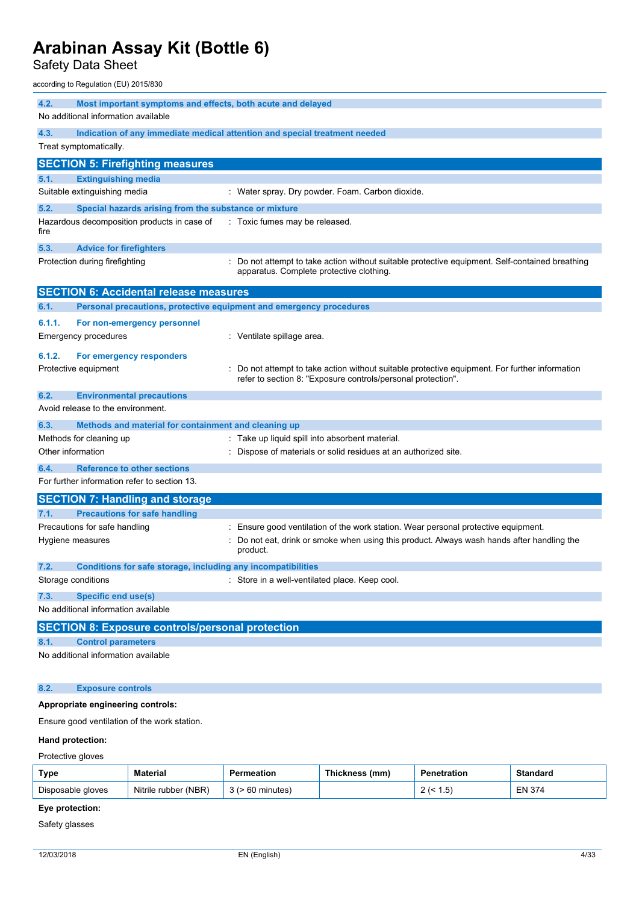### 4.2. Most important symptoms and effects, both acute and delayed

No additional information available

### 4.3. Indication of any immediate medical attention and special treatment needed

Treat symptomatically.

## SECTION 5: Firefighting measures

### 5.1. Extinguishing media

Suitable extinguishing media : Water spray. Dry powder. Foam. Carbon dioxide.

### 5.2. Special hazards arising from the substance or mixture

Hazardous decomposition products in case of fire : Toxic fumes may be released.

### 5.3. Advice for firefighters

Protection during firefighting : Do not attempt to take action without suitable protective equipment. Self-contained breathing apparatus. Complete protective clothing.

## SECTION 6: Accidental release measures

### 6.1. Personal precautions, protective equipment and emergency procedures

#### 6.1.1. For non-emergency personnel

Emergency procedures : Ventilate spillage area.

#### 6.1.2. For emergency responders

Protective equipment : Do not attempt to take action without suitable protective equipment. For further information refer to section 8: "Exposure controls/personal protection".

### 6.2. Environmental precautions

Avoid release to the environment.

### 6.3. Methods and material for containment and cleaning up

Methods for cleaning up : Take up liquid spill into absorbent material.

Other information : Dispose of materials or solid residues at an authorized site.

### 6.4. Reference to other sections

For further information refer to section 13.

## SECTION 7: Handling and storage

### 7.1. Precautions for safe handling

Precautions for safe handling : Ensure good ventilation of the work station. Wear personal protective equipment.

Hygiene measures : Do not eat, drink or smoke when using this product. Always wash hands after handling the product.

### 7.2. Conditions for safe storage, including any incompatibilities

Storage conditions : Store in a well-ventilated place. Keep cool.

### 7.3. Specific end use(s)

No additional information available

## SECTION 8: Exposure controls/personal protection

### 8.1. Control parameters

No additional information available

### 8.2. Exposure controls

**Appropriate engineering controls:**

Ensure good ventilation of the work station.

**Hand protection:**

Protective gloves

| Type | Material | Permeation | Thickness (mm) | Penetration | Standard |
|---|---|---|---|---|---|
| Disposable gloves | Nitrile rubber (NBR) | 3 (> 60 minutes) | | 2 (< 1.5) | EN 374 |

**Eye protection:**

Safety glasses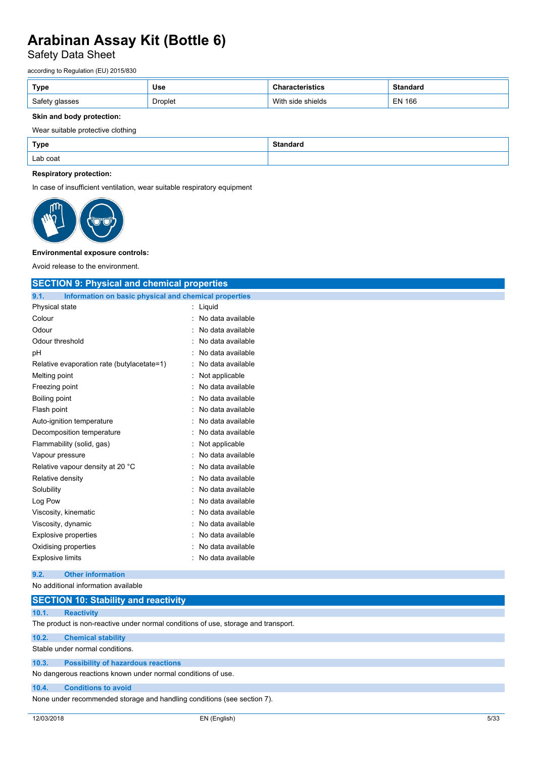| Type | Use | Characteristics | Standard |
|---|---|---|---|
| Safety glasses | Droplet | With side shields | EN 166 |

**Skin and body protection:**

Wear suitable protective clothing

| Type | Standard |
|---|---|
| Lab coat | |

**Respiratory protection:**

In case of insufficient ventilation, wear suitable respiratory equipment

**Environmental exposure controls:**

Avoid release to the environment.

## SECTION 9: Physical and chemical properties

### 9.1. Information on basic physical and chemical properties

| | |
|---|---|
| Physical state | : Liquid |
| Colour | : No data available |
| Odour | : No data available |
| Odour threshold | : No data available |
| pH | : No data available |
| Relative evaporation rate (butylacetate=1) | : No data available |
| Melting point | : Not applicable |
| Freezing point | : No data available |
| Boiling point | : No data available |
| Flash point | : No data available |
| Auto-ignition temperature | : No data available |
| Decomposition temperature | : No data available |
| Flammability (solid, gas) | : Not applicable |
| Vapour pressure | : No data available |
| Relative vapour density at 20 °C | : No data available |
| Relative density | : No data available |
| Solubility | : No data available |
| Log Pow | : No data available |
| Viscosity, kinematic | : No data available |
| Viscosity, dynamic | : No data available |
| Explosive properties | : No data available |
| Oxidising properties | : No data available |
| Explosive limits | : No data available |

### 9.2. Other information

No additional information available

## SECTION 10: Stability and reactivity

### 10.1. Reactivity

The product is non-reactive under normal conditions of use, storage and transport.

### 10.2. Chemical stability

Stable under normal conditions.

### 10.3. Possibility of hazardous reactions

No dangerous reactions known under normal conditions of use.

### 10.4. Conditions to avoid

None under recommended storage and handling conditions (see section 7).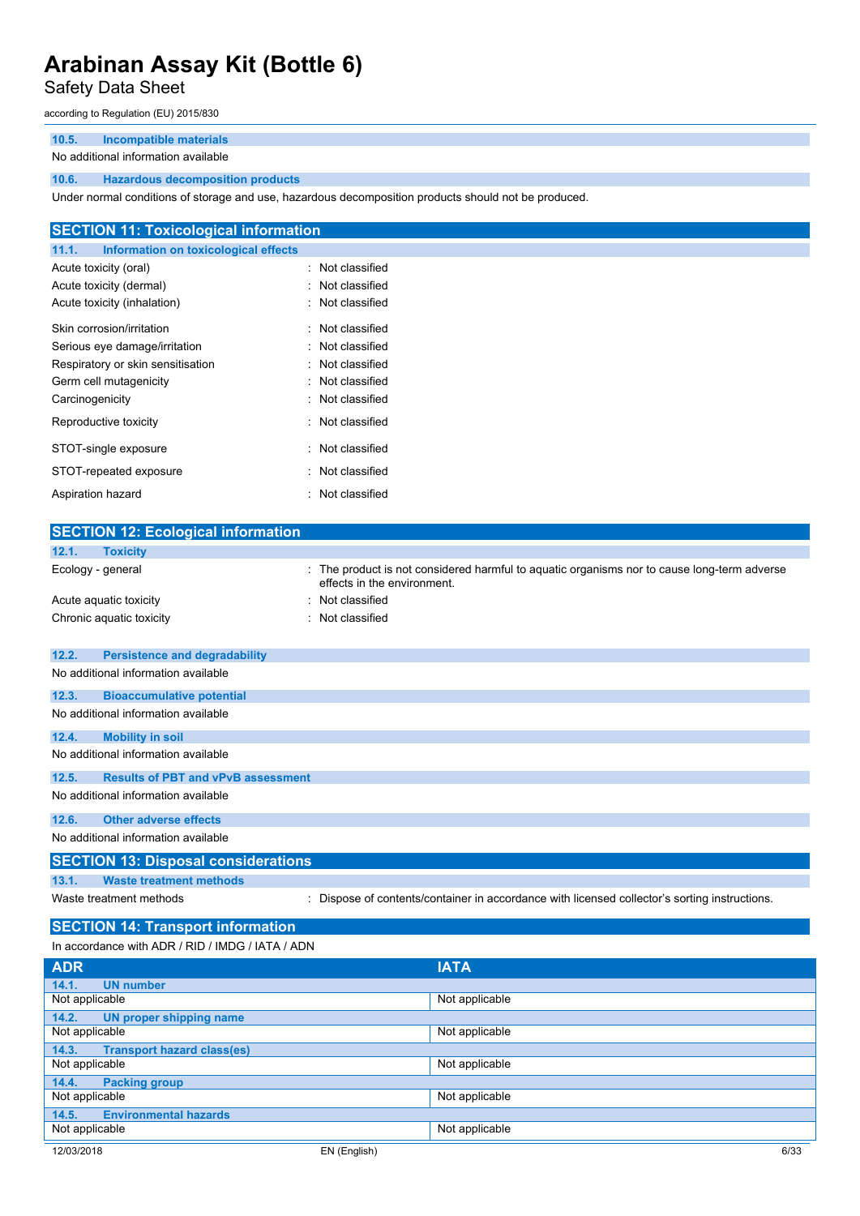### 10.5. Incompatible materials

No additional information available

### 10.6. Hazardous decomposition products

Under normal conditions of storage and use, hazardous decomposition products should not be produced.

## SECTION 11: Toxicological information

### 11.1. Information on toxicological effects

| | |
|---|---|
| Acute toxicity (oral) | : Not classified |
| Acute toxicity (dermal) | : Not classified |
| Acute toxicity (inhalation) | : Not classified |
| Skin corrosion/irritation | : Not classified |
| Serious eye damage/irritation | : Not classified |
| Respiratory or skin sensitisation | : Not classified |
| Germ cell mutagenicity | : Not classified |
| Carcinogenicity | : Not classified |
| Reproductive toxicity | : Not classified |
| STOT-single exposure | : Not classified |
| STOT-repeated exposure | : Not classified |
| Aspiration hazard | : Not classified |

## SECTION 12: Ecological information

### 12.1. Toxicity

| | |
|---|---|
| Ecology - general | : The product is not considered harmful to aquatic organisms nor to cause long-term adverse effects in the environment. |
| Acute aquatic toxicity | : Not classified |
| Chronic aquatic toxicity | : Not classified |

### 12.2. Persistence and degradability

No additional information available

### 12.3. Bioaccumulative potential

No additional information available

### 12.4. Mobility in soil

No additional information available

### 12.5. Results of PBT and vPvB assessment

No additional information available

### 12.6. Other adverse effects

No additional information available

## SECTION 13: Disposal considerations

### 13.1. Waste treatment methods

| | |
|---|---|
| Waste treatment methods | : Dispose of contents/container in accordance with licensed collector's sorting instructions. |

## SECTION 14: Transport information

In accordance with ADR / RID / IMDG / IATA / ADN

| ADR | IATA |
|---|---|
| **14.1. UN number** | |
| Not applicable | Not applicable |
| **14.2. UN proper shipping name** | |
| Not applicable | Not applicable |
| **14.3. Transport hazard class(es)** | |
| Not applicable | Not applicable |
| **14.4. Packing group** | |
| Not applicable | Not applicable |
| **14.5. Environmental hazards** | |
| Not applicable | Not applicable |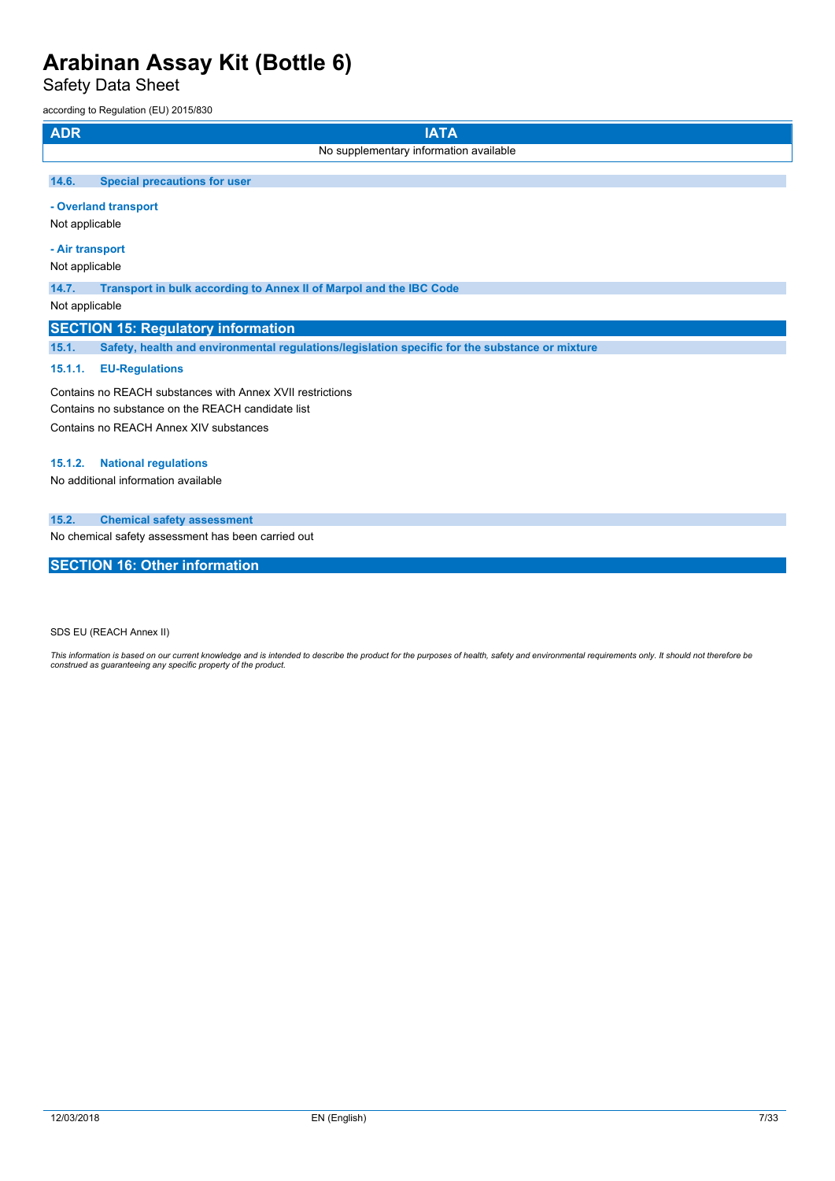| ADR | IATA |
| --- | --- |
| No supplementary information available | |

### 14.6. Special precautions for user

**- Overland transport**

Not applicable

**- Air transport**

Not applicable

### 14.7. Transport in bulk according to Annex II of Marpol and the IBC Code

Not applicable

## SECTION 15: Regulatory information

### 15.1. Safety, health and environmental regulations/legislation specific for the substance or mixture

#### 15.1.1. EU-Regulations

Contains no REACH substances with Annex XVII restrictions

Contains no substance on the REACH candidate list

Contains no REACH Annex XIV substances

#### 15.1.2. National regulations

No additional information available

### 15.2. Chemical safety assessment

No chemical safety assessment has been carried out

## SECTION 16: Other information

SDS EU (REACH Annex II)

*This information is based on our current knowledge and is intended to describe the product for the purposes of health, safety and environmental requirements only. It should not therefore be construed as guaranteeing any specific property of the product.*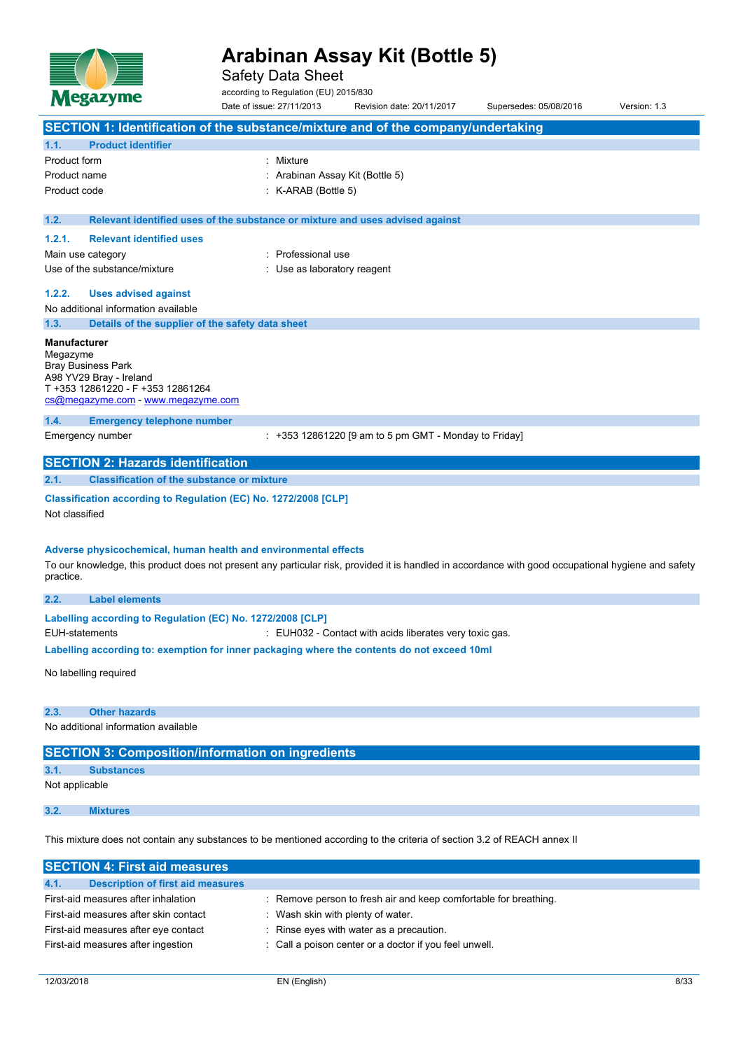# Arabinan Assay Kit (Bottle 5)

Safety Data Sheet

according to Regulation (EU) 2015/830

Date of issue: 27/11/2013 | Revision date: 20/11/2017 | Supersedes: 05/08/2016 | Version: 1.3

## SECTION 1: Identification of the substance/mixture and of the company/undertaking

### 1.1. Product identifier

| | |
|---|---|
| Product form | : Mixture |
| Product name | : Arabinan Assay Kit (Bottle 5) |
| Product code | : K-ARAB (Bottle 5) |

### 1.2. Relevant identified uses of the substance or mixture and uses advised against

#### 1.2.1. Relevant identified uses

| | |
|---|---|
| Main use category | : Professional use |
| Use of the substance/mixture | : Use as laboratory reagent |

#### 1.2.2. Uses advised against

No additional information available

### 1.3. Details of the supplier of the safety data sheet

**Manufacturer**
Megazyme
Bray Business Park
A98 YV29 Bray - Ireland
T +353 12861220 - F +353 12861264
cs@megazyme.com - www.megazyme.com

### 1.4. Emergency telephone number

| | |
|---|---|
| Emergency number | : +353 12861220 [9 am to 5 pm GMT - Monday to Friday] |

## SECTION 2: Hazards identification

### 2.1. Classification of the substance or mixture

**Classification according to Regulation (EC) No. 1272/2008 [CLP]**

Not classified

**Adverse physicochemical, human health and environmental effects**

To our knowledge, this product does not present any particular risk, provided it is handled in accordance with good occupational hygiene and safety practice.

### 2.2. Label elements

**Labelling according to Regulation (EC) No. 1272/2008 [CLP]**

| | |
|---|---|
| EUH-statements | : EUH032 - Contact with acids liberates very toxic gas. |

**Labelling according to: exemption for inner packaging where the contents do not exceed 10ml**

No labelling required

### 2.3. Other hazards

No additional information available

## SECTION 3: Composition/information on ingredients

### 3.1. Substances

Not applicable

### 3.2. Mixtures

This mixture does not contain any substances to be mentioned according to the criteria of section 3.2 of REACH annex II

## SECTION 4: First aid measures

### 4.1. Description of first aid measures

| | |
|---|---|
| First-aid measures after inhalation | : Remove person to fresh air and keep comfortable for breathing. |
| First-aid measures after skin contact | : Wash skin with plenty of water. |
| First-aid measures after eye contact | : Rinse eyes with water as a precaution. |
| First-aid measures after ingestion | : Call a poison center or a doctor if you feel unwell. |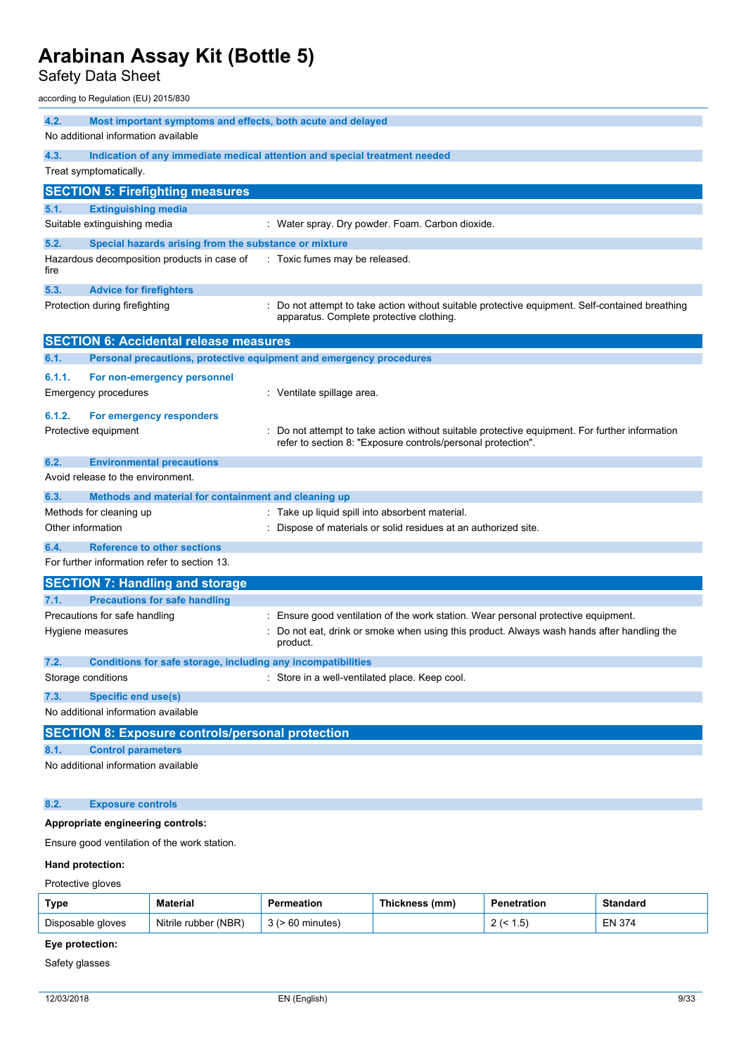### 4.2. Most important symptoms and effects, both acute and delayed

No additional information available

### 4.3. Indication of any immediate medical attention and special treatment needed

Treat symptomatically.

## SECTION 5: Firefighting measures

### 5.1. Extinguishing media

Suitable extinguishing media : Water spray. Dry powder. Foam. Carbon dioxide.

### 5.2. Special hazards arising from the substance or mixture

Hazardous decomposition products in case of fire : Toxic fumes may be released.

### 5.3. Advice for firefighters

Protection during firefighting : Do not attempt to take action without suitable protective equipment. Self-contained breathing apparatus. Complete protective clothing.

## SECTION 6: Accidental release measures

### 6.1. Personal precautions, protective equipment and emergency procedures

#### 6.1.1. For non-emergency personnel

Emergency procedures : Ventilate spillage area.

#### 6.1.2. For emergency responders

Protective equipment : Do not attempt to take action without suitable protective equipment. For further information refer to section 8: "Exposure controls/personal protection".

### 6.2. Environmental precautions

Avoid release to the environment.

### 6.3. Methods and material for containment and cleaning up

Methods for cleaning up : Take up liquid spill into absorbent material.

Other information : Dispose of materials or solid residues at an authorized site.

### 6.4. Reference to other sections

For further information refer to section 13.

## SECTION 7: Handling and storage

### 7.1. Precautions for safe handling

Precautions for safe handling : Ensure good ventilation of the work station. Wear personal protective equipment.

Hygiene measures : Do not eat, drink or smoke when using this product. Always wash hands after handling the product.

### 7.2. Conditions for safe storage, including any incompatibilities

Storage conditions : Store in a well-ventilated place. Keep cool.

### 7.3. Specific end use(s)

No additional information available

## SECTION 8: Exposure controls/personal protection

### 8.1. Control parameters

No additional information available

### 8.2. Exposure controls

**Appropriate engineering controls:**

Ensure good ventilation of the work station.

**Hand protection:**

Protective gloves

| Type | Material | Permeation | Thickness (mm) | Penetration | Standard |
|---|---|---|---|---|---|
| Disposable gloves | Nitrile rubber (NBR) | 3 (> 60 minutes) | | 2 (< 1.5) | EN 374 |

**Eye protection:**

Safety glasses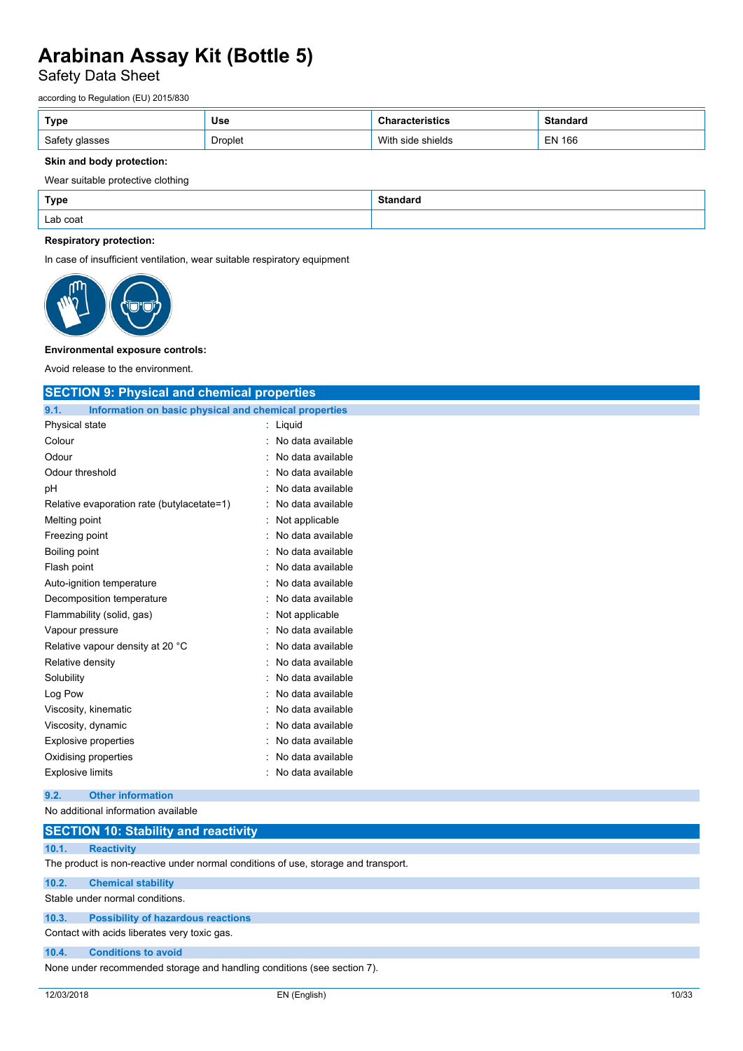| Type | Use | Characteristics | Standard |
|---|---|---|---|
| Safety glasses | Droplet | With side shields | EN 166 |

**Skin and body protection:**

Wear suitable protective clothing

| Type | Standard |
|---|---|
| Lab coat | |

**Respiratory protection:**

In case of insufficient ventilation, wear suitable respiratory equipment

**Environmental exposure controls:**

Avoid release to the environment.

## SECTION 9: Physical and chemical properties

### 9.1. Information on basic physical and chemical properties

| | |
|---|---|
| Physical state | : Liquid |
| Colour | : No data available |
| Odour | : No data available |
| Odour threshold | : No data available |
| pH | : No data available |
| Relative evaporation rate (butylacetate=1) | : No data available |
| Melting point | : Not applicable |
| Freezing point | : No data available |
| Boiling point | : No data available |
| Flash point | : No data available |
| Auto-ignition temperature | : No data available |
| Decomposition temperature | : No data available |
| Flammability (solid, gas) | : Not applicable |
| Vapour pressure | : No data available |
| Relative vapour density at 20 °C | : No data available |
| Relative density | : No data available |
| Solubility | : No data available |
| Log Pow | : No data available |
| Viscosity, kinematic | : No data available |
| Viscosity, dynamic | : No data available |
| Explosive properties | : No data available |
| Oxidising properties | : No data available |
| Explosive limits | : No data available |

### 9.2. Other information

No additional information available

## SECTION 10: Stability and reactivity

### 10.1. Reactivity

The product is non-reactive under normal conditions of use, storage and transport.

### 10.2. Chemical stability

Stable under normal conditions.

### 10.3. Possibility of hazardous reactions

Contact with acids liberates very toxic gas.

### 10.4. Conditions to avoid

None under recommended storage and handling conditions (see section 7).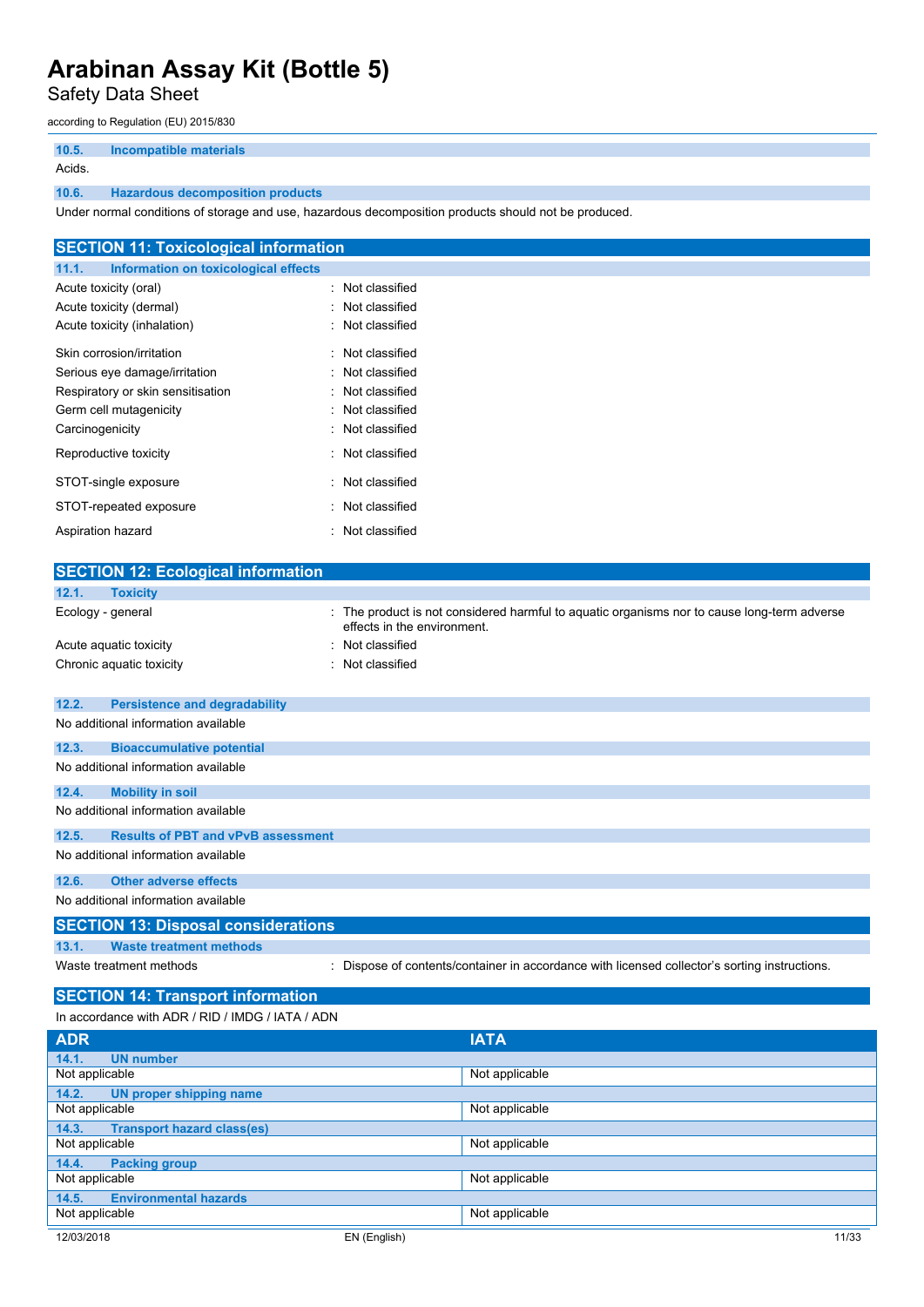#### 10.5. Incompatible materials

Acids.

#### 10.6. Hazardous decomposition products

Under normal conditions of storage and use, hazardous decomposition products should not be produced.

## SECTION 11: Toxicological information

### 11.1. Information on toxicological effects

| | |
|---|---|
| Acute toxicity (oral) | : Not classified |
| Acute toxicity (dermal) | : Not classified |
| Acute toxicity (inhalation) | : Not classified |
| Skin corrosion/irritation | : Not classified |
| Serious eye damage/irritation | : Not classified |
| Respiratory or skin sensitisation | : Not classified |
| Germ cell mutagenicity | : Not classified |
| Carcinogenicity | : Not classified |
| Reproductive toxicity | : Not classified |
| STOT-single exposure | : Not classified |
| STOT-repeated exposure | : Not classified |
| Aspiration hazard | : Not classified |

## SECTION 12: Ecological information

### 12.1. Toxicity

| | |
|---|---|
| Ecology - general | : The product is not considered harmful to aquatic organisms nor to cause long-term adverse effects in the environment. |
| Acute aquatic toxicity | : Not classified |
| Chronic aquatic toxicity | : Not classified |

### 12.2. Persistence and degradability

No additional information available

### 12.3. Bioaccumulative potential

No additional information available

### 12.4. Mobility in soil

No additional information available

### 12.5. Results of PBT and vPvB assessment

No additional information available

### 12.6. Other adverse effects

No additional information available

## SECTION 13: Disposal considerations

### 13.1. Waste treatment methods

| | |
|---|---|
| Waste treatment methods | : Dispose of contents/container in accordance with licensed collector's sorting instructions. |

## SECTION 14: Transport information

In accordance with ADR / RID / IMDG / IATA / ADN

| ADR | IATA |
|---|---|
| **14.1. UN number** | |
| Not applicable | Not applicable |
| **14.2. UN proper shipping name** | |
| Not applicable | Not applicable |
| **14.3. Transport hazard class(es)** | |
| Not applicable | Not applicable |
| **14.4. Packing group** | |
| Not applicable | Not applicable |
| **14.5. Environmental hazards** | |
| Not applicable | Not applicable |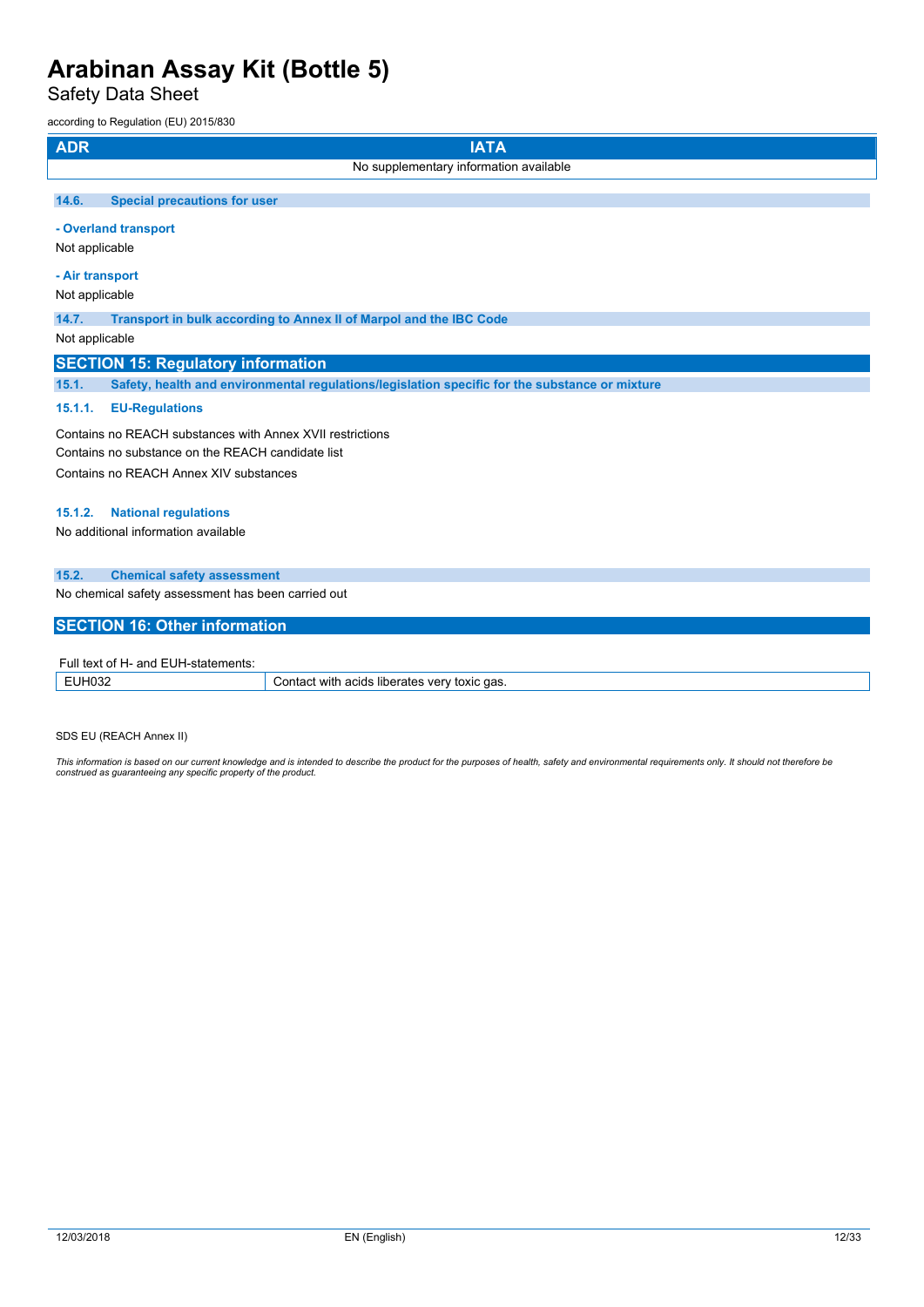| ADR | IATA |
|---|---|
| | No supplementary information available |

### 14.6. Special precautions for user

**- Overland transport**

Not applicable

**- Air transport**

Not applicable

### 14.7. Transport in bulk according to Annex II of Marpol and the IBC Code

Not applicable

## SECTION 15: Regulatory information

### 15.1. Safety, health and environmental regulations/legislation specific for the substance or mixture

#### 15.1.1. EU-Regulations

Contains no REACH substances with Annex XVII restrictions
Contains no substance on the REACH candidate list
Contains no REACH Annex XIV substances

#### 15.1.2. National regulations

No additional information available

### 15.2. Chemical safety assessment

No chemical safety assessment has been carried out

## SECTION 16: Other information

Full text of H- and EUH-statements:

| | |
|---|---|
| EUH032 | Contact with acids liberates very toxic gas. |

SDS EU (REACH Annex II)

*This information is based on our current knowledge and is intended to describe the product for the purposes of health, safety and environmental requirements only. It should not therefore be construed as guaranteeing any specific property of the product.*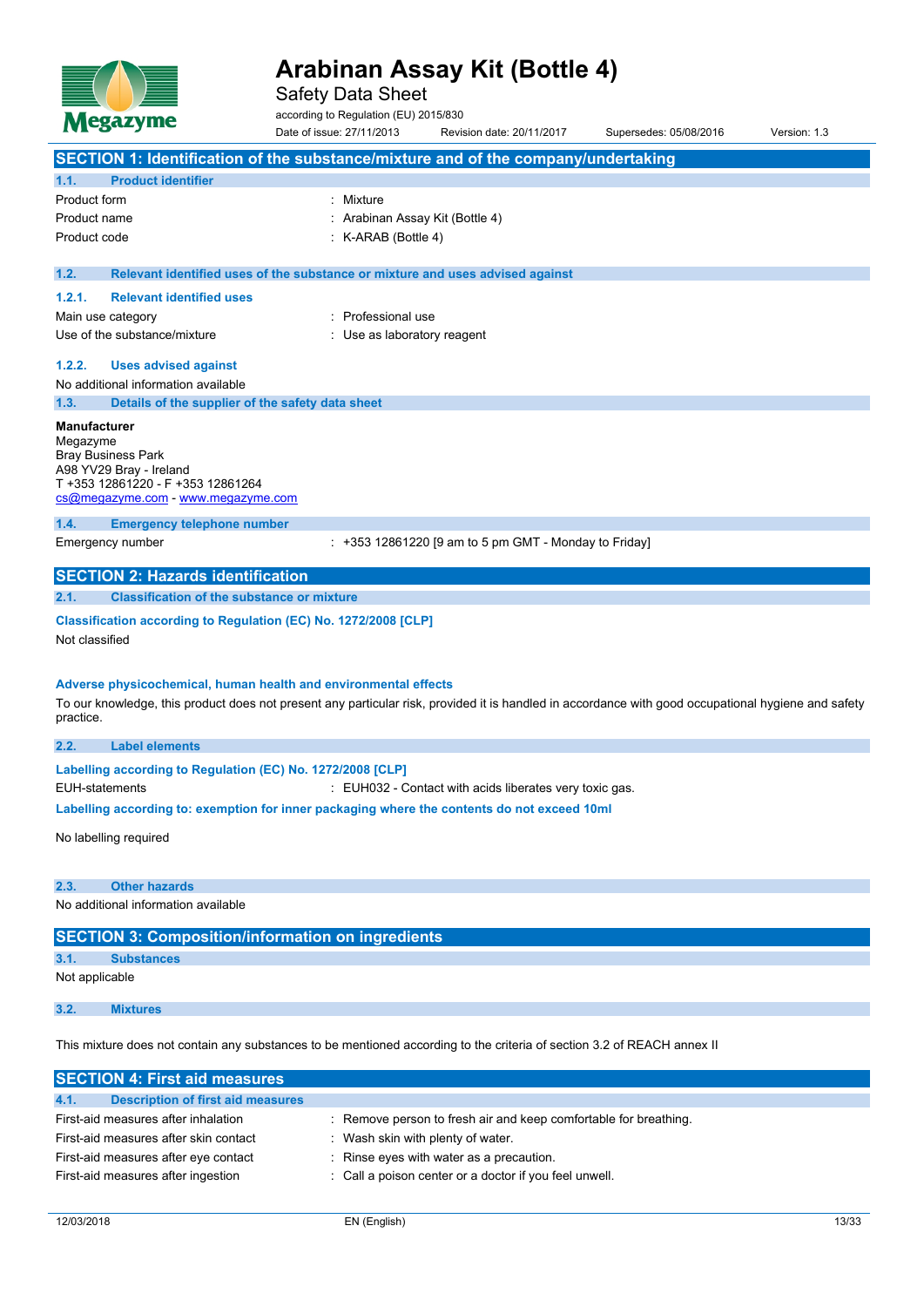# Arabinan Assay Kit (Bottle 4)

Safety Data Sheet

according to Regulation (EU) 2015/830

Date of issue: 27/11/2013 Revision date: 20/11/2017 Supersedes: 05/08/2016 Version: 1.3

## SECTION 1: Identification of the substance/mixture and of the company/undertaking

### 1.1. Product identifier

| | |
|---|---|
| Product form | : Mixture |
| Product name | : Arabinan Assay Kit (Bottle 4) |
| Product code | : K-ARAB (Bottle 4) |

### 1.2. Relevant identified uses of the substance or mixture and uses advised against

#### 1.2.1. Relevant identified uses

| | |
|---|---|
| Main use category | : Professional use |
| Use of the substance/mixture | : Use as laboratory reagent |

#### 1.2.2. Uses advised against

No additional information available

### 1.3. Details of the supplier of the safety data sheet

**Manufacturer**
Megazyme
Bray Business Park
A98 YV29 Bray - Ireland
T +353 12861220 - F +353 12861264
cs@megazyme.com - www.megazyme.com

### 1.4. Emergency telephone number

| | |
|---|---|
| Emergency number | : +353 12861220 [9 am to 5 pm GMT - Monday to Friday] |

## SECTION 2: Hazards identification

### 2.1. Classification of the substance or mixture

**Classification according to Regulation (EC) No. 1272/2008 [CLP]**

Not classified

**Adverse physicochemical, human health and environmental effects**

To our knowledge, this product does not present any particular risk, provided it is handled in accordance with good occupational hygiene and safety practice.

### 2.2. Label elements

**Labelling according to Regulation (EC) No. 1272/2008 [CLP]**

| | |
|---|---|
| EUH-statements | : EUH032 - Contact with acids liberates very toxic gas. |

**Labelling according to: exemption for inner packaging where the contents do not exceed 10ml**

No labelling required

### 2.3. Other hazards

No additional information available

## SECTION 3: Composition/information on ingredients

### 3.1. Substances

Not applicable

### 3.2. Mixtures

This mixture does not contain any substances to be mentioned according to the criteria of section 3.2 of REACH annex II

## SECTION 4: First aid measures

### 4.1. Description of first aid measures

| | |
|---|---|
| First-aid measures after inhalation | : Remove person to fresh air and keep comfortable for breathing. |
| First-aid measures after skin contact | : Wash skin with plenty of water. |
| First-aid measures after eye contact | : Rinse eyes with water as a precaution. |
| First-aid measures after ingestion | : Call a poison center or a doctor if you feel unwell. |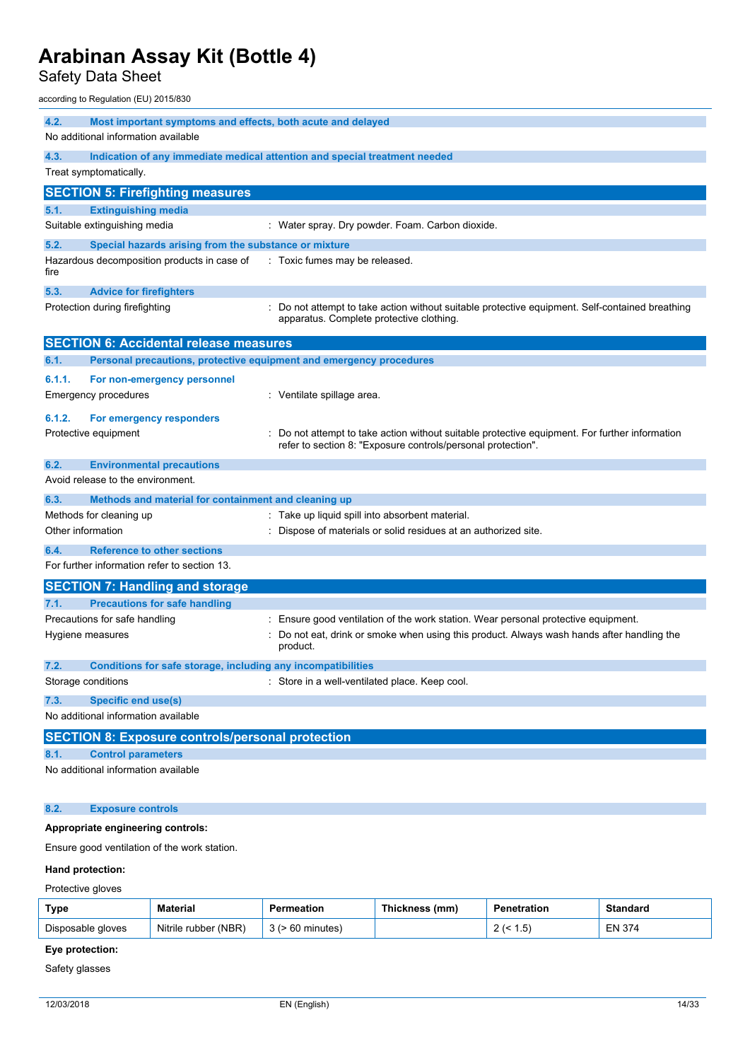### 4.2. Most important symptoms and effects, both acute and delayed

No additional information available

### 4.3. Indication of any immediate medical attention and special treatment needed

Treat symptomatically.

## SECTION 5: Firefighting measures

### 5.1. Extinguishing media

Suitable extinguishing media : Water spray. Dry powder. Foam. Carbon dioxide.

### 5.2. Special hazards arising from the substance or mixture

Hazardous decomposition products in case of fire : Toxic fumes may be released.

### 5.3. Advice for firefighters

Protection during firefighting : Do not attempt to take action without suitable protective equipment. Self-contained breathing apparatus. Complete protective clothing.

## SECTION 6: Accidental release measures

### 6.1. Personal precautions, protective equipment and emergency procedures

#### 6.1.1. For non-emergency personnel

Emergency procedures : Ventilate spillage area.

#### 6.1.2. For emergency responders

Protective equipment : Do not attempt to take action without suitable protective equipment. For further information refer to section 8: "Exposure controls/personal protection".

### 6.2. Environmental precautions

Avoid release to the environment.

### 6.3. Methods and material for containment and cleaning up

Methods for cleaning up : Take up liquid spill into absorbent material.

Other information : Dispose of materials or solid residues at an authorized site.

### 6.4. Reference to other sections

For further information refer to section 13.

## SECTION 7: Handling and storage

### 7.1. Precautions for safe handling

Precautions for safe handling : Ensure good ventilation of the work station. Wear personal protective equipment.

Hygiene measures : Do not eat, drink or smoke when using this product. Always wash hands after handling the product.

### 7.2. Conditions for safe storage, including any incompatibilities

Storage conditions : Store in a well-ventilated place. Keep cool.

### 7.3. Specific end use(s)

No additional information available

## SECTION 8: Exposure controls/personal protection

### 8.1. Control parameters

No additional information available

### 8.2. Exposure controls

**Appropriate engineering controls:**

Ensure good ventilation of the work station.

**Hand protection:**

Protective gloves

| Type | Material | Permeation | Thickness (mm) | Penetration | Standard |
|---|---|---|---|---|---|
| Disposable gloves | Nitrile rubber (NBR) | 3 (> 60 minutes) | | 2 (< 1.5) | EN 374 |

**Eye protection:**

Safety glasses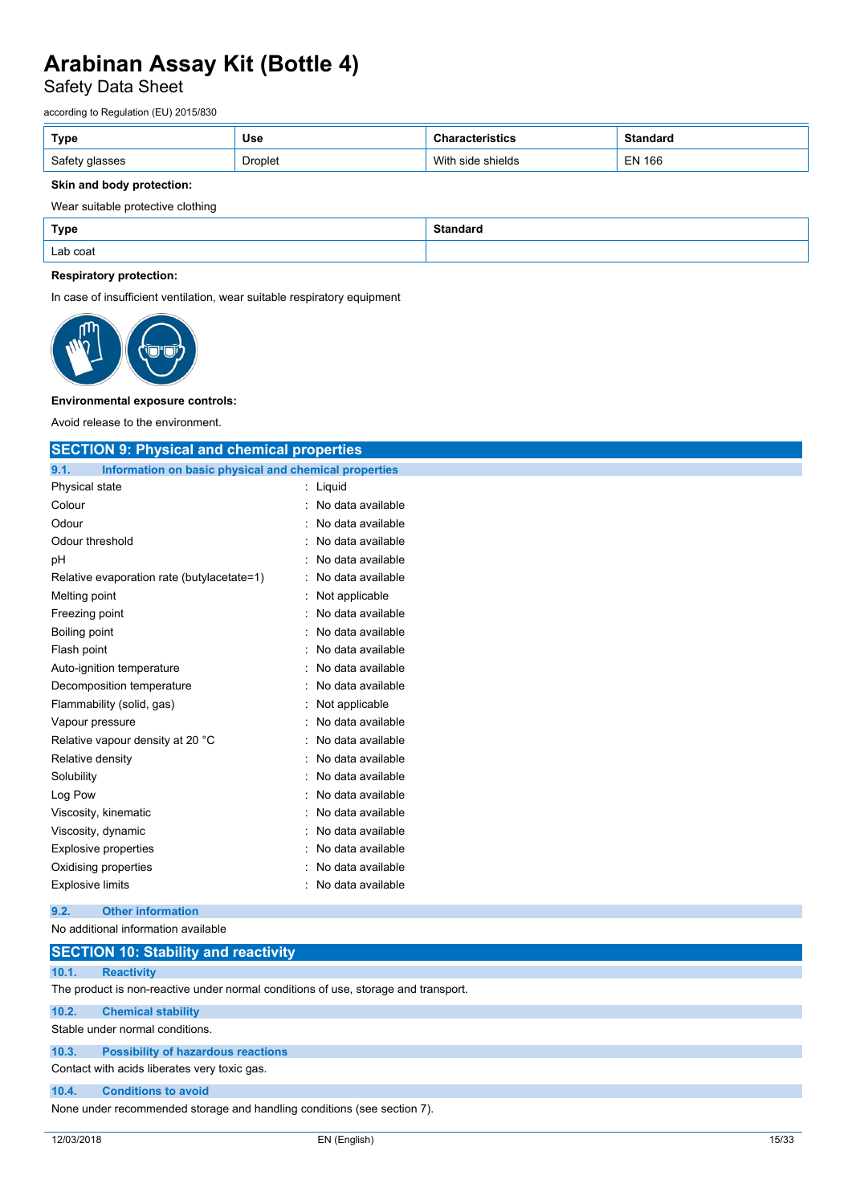| Type | Use | Characteristics | Standard |
|---|---|---|---|
| Safety glasses | Droplet | With side shields | EN 166 |

**Skin and body protection:**

Wear suitable protective clothing

| Type | Standard |
|---|---|
| Lab coat | |

**Respiratory protection:**

In case of insufficient ventilation, wear suitable respiratory equipment

**Environmental exposure controls:**

Avoid release to the environment.

## SECTION 9: Physical and chemical properties

### 9.1. Information on basic physical and chemical properties

| | |
|---|---|
| Physical state | : Liquid |
| Colour | : No data available |
| Odour | : No data available |
| Odour threshold | : No data available |
| pH | : No data available |
| Relative evaporation rate (butylacetate=1) | : No data available |
| Melting point | : Not applicable |
| Freezing point | : No data available |
| Boiling point | : No data available |
| Flash point | : No data available |
| Auto-ignition temperature | : No data available |
| Decomposition temperature | : No data available |
| Flammability (solid, gas) | : Not applicable |
| Vapour pressure | : No data available |
| Relative vapour density at 20 °C | : No data available |
| Relative density | : No data available |
| Solubility | : No data available |
| Log Pow | : No data available |
| Viscosity, kinematic | : No data available |
| Viscosity, dynamic | : No data available |
| Explosive properties | : No data available |
| Oxidising properties | : No data available |
| Explosive limits | : No data available |

### 9.2. Other information

No additional information available

## SECTION 10: Stability and reactivity

### 10.1. Reactivity

The product is non-reactive under normal conditions of use, storage and transport.

### 10.2. Chemical stability

Stable under normal conditions.

### 10.3. Possibility of hazardous reactions

Contact with acids liberates very toxic gas.

### 10.4. Conditions to avoid

None under recommended storage and handling conditions (see section 7).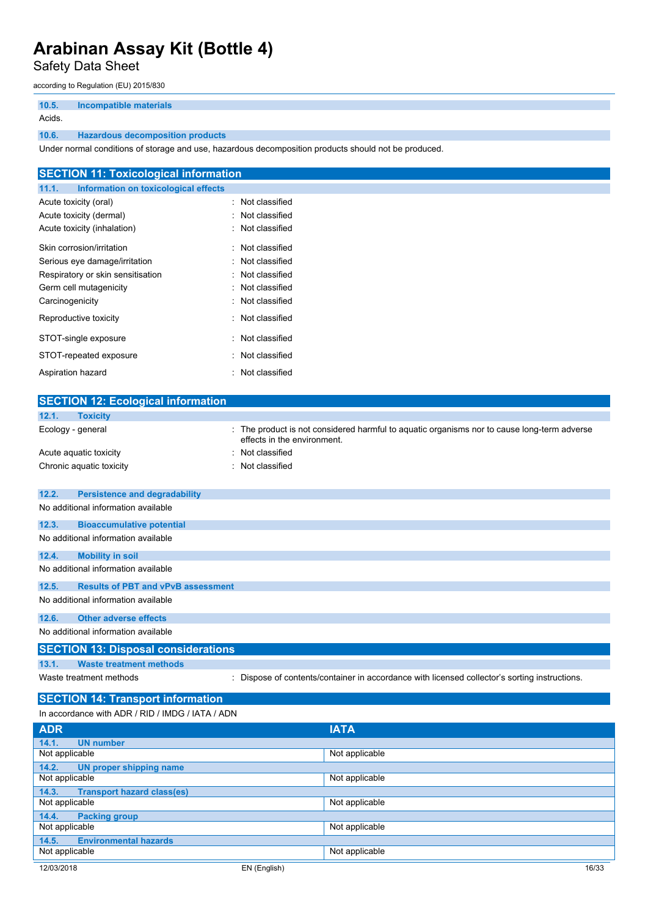### 10.5. Incompatible materials

Acids.

### 10.6. Hazardous decomposition products

Under normal conditions of storage and use, hazardous decomposition products should not be produced.

## SECTION 11: Toxicological information

### 11.1. Information on toxicological effects

| | |
|---|---|
| Acute toxicity (oral) | : Not classified |
| Acute toxicity (dermal) | : Not classified |
| Acute toxicity (inhalation) | : Not classified |
| Skin corrosion/irritation | : Not classified |
| Serious eye damage/irritation | : Not classified |
| Respiratory or skin sensitisation | : Not classified |
| Germ cell mutagenicity | : Not classified |
| Carcinogenicity | : Not classified |
| Reproductive toxicity | : Not classified |
| STOT-single exposure | : Not classified |
| STOT-repeated exposure | : Not classified |
| Aspiration hazard | : Not classified |

## SECTION 12: Ecological information

### 12.1. Toxicity

| | |
|---|---|
| Ecology - general | : The product is not considered harmful to aquatic organisms nor to cause long-term adverse effects in the environment. |
| Acute aquatic toxicity | : Not classified |
| Chronic aquatic toxicity | : Not classified |

### 12.2. Persistence and degradability

No additional information available

### 12.3. Bioaccumulative potential

No additional information available

### 12.4. Mobility in soil

No additional information available

### 12.5. Results of PBT and vPvB assessment

No additional information available

### 12.6. Other adverse effects

No additional information available

## SECTION 13: Disposal considerations

### 13.1. Waste treatment methods

| | |
|---|---|
| Waste treatment methods | : Dispose of contents/container in accordance with licensed collector's sorting instructions. |

## SECTION 14: Transport information

In accordance with ADR / RID / IMDG / IATA / ADN

| ADR | IATA |
|---|---|
| **14.1. UN number** | |
| Not applicable | Not applicable |
| **14.2. UN proper shipping name** | |
| Not applicable | Not applicable |
| **14.3. Transport hazard class(es)** | |
| Not applicable | Not applicable |
| **14.4. Packing group** | |
| Not applicable | Not applicable |
| **14.5. Environmental hazards** | |
| Not applicable | Not applicable |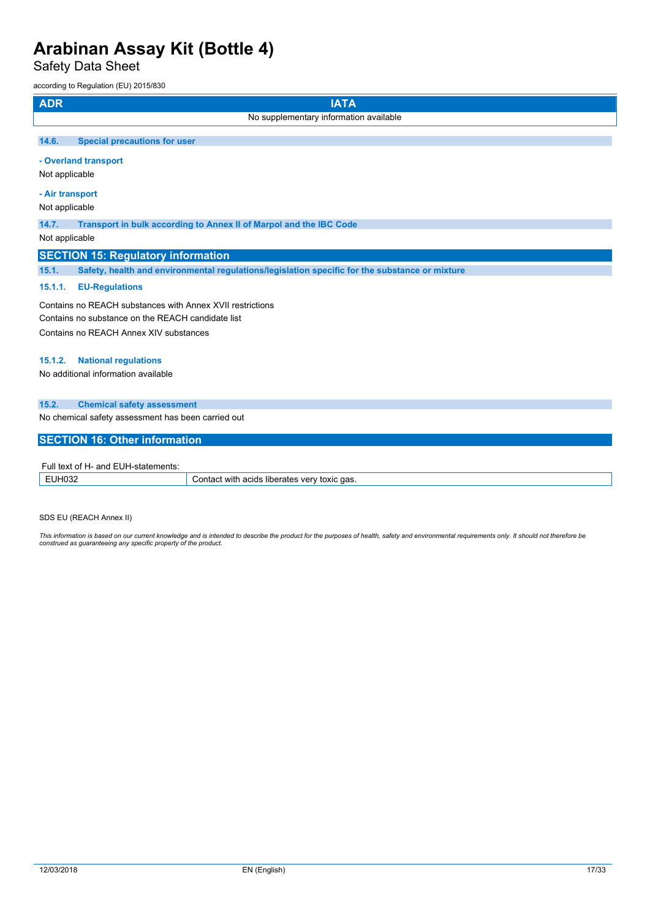| ADR | IATA |
|---|---|
| | No supplementary information available |

### 14.6. Special precautions for user

**- Overland transport**

Not applicable

**- Air transport**

Not applicable

### 14.7. Transport in bulk according to Annex II of Marpol and the IBC Code

Not applicable

## SECTION 15: Regulatory information

### 15.1. Safety, health and environmental regulations/legislation specific for the substance or mixture

#### 15.1.1. EU-Regulations

Contains no REACH substances with Annex XVII restrictions

Contains no substance on the REACH candidate list

Contains no REACH Annex XIV substances

#### 15.1.2. National regulations

No additional information available

### 15.2. Chemical safety assessment

No chemical safety assessment has been carried out

## SECTION 16: Other information

Full text of H- and EUH-statements:

| | |
|---|---|
| EUH032 | Contact with acids liberates very toxic gas. |

SDS EU (REACH Annex II)

*This information is based on our current knowledge and is intended to describe the product for the purposes of health, safety and environmental requirements only. It should not therefore be construed as guaranteeing any specific property of the product.*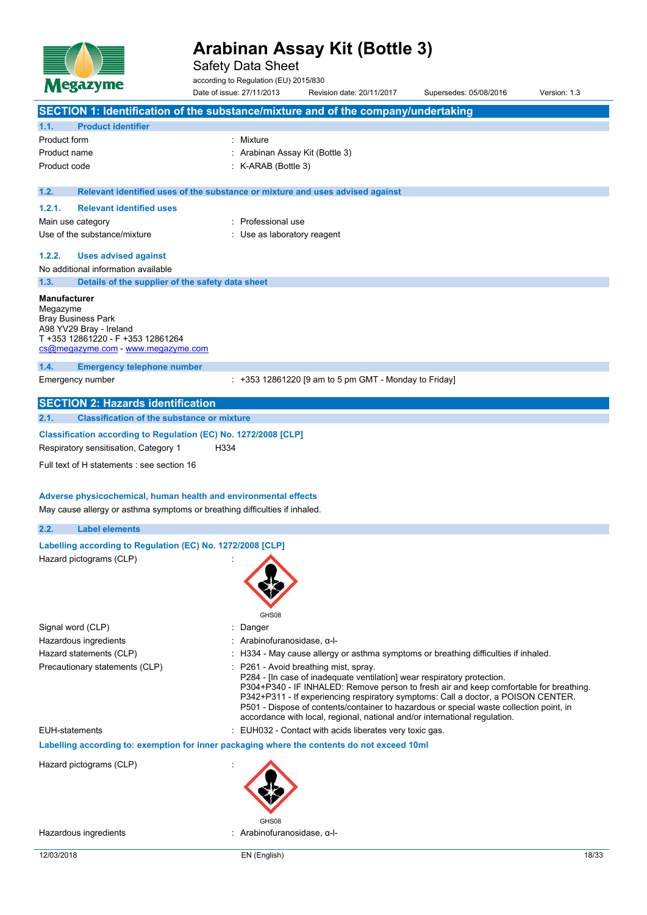# Arabinan Assay Kit (Bottle 3)

Safety Data Sheet

according to Regulation (EU) 2015/830

Date of issue: 27/11/2013 Revision date: 20/11/2017 Supersedes: 05/08/2016 Version: 1.3

## SECTION 1: Identification of the substance/mixture and of the company/undertaking

### 1.1. Product identifier

| | |
|---|---|
| Product form | : Mixture |
| Product name | : Arabinan Assay Kit (Bottle 3) |
| Product code | : K-ARAB (Bottle 3) |

### 1.2. Relevant identified uses of the substance or mixture and uses advised against

#### 1.2.1. Relevant identified uses

| | |
|---|---|
| Main use category | : Professional use |
| Use of the substance/mixture | : Use as laboratory reagent |

#### 1.2.2. Uses advised against

No additional information available

### 1.3. Details of the supplier of the safety data sheet

**Manufacturer**
Megazyme
Bray Business Park
A98 YV29 Bray - Ireland
T +353 12861220 - F +353 12861264
cs@megazyme.com - www.megazyme.com

### 1.4. Emergency telephone number

| | |
|---|---|
| Emergency number | : +353 12861220 [9 am to 5 pm GMT - Monday to Friday] |

## SECTION 2: Hazards identification

### 2.1. Classification of the substance or mixture

**Classification according to Regulation (EC) No. 1272/2008 [CLP]**

Respiratory sensitisation, Category 1 H334

Full text of H statements : see section 16

**Adverse physicochemical, human health and environmental effects**

May cause allergy or asthma symptoms or breathing difficulties if inhaled.

### 2.2. Label elements

**Labelling according to Regulation (EC) No. 1272/2008 [CLP]**

Hazard pictograms (CLP) :

GHS08

| | |
|---|---|
| Signal word (CLP) | : Danger |
| Hazardous ingredients | : Arabinofuranosidase, α-l- |
| Hazard statements (CLP) | : H334 - May cause allergy or asthma symptoms or breathing difficulties if inhaled. |
| Precautionary statements (CLP) | : P261 - Avoid breathing mist, spray.<br>P284 - [In case of inadequate ventilation] wear respiratory protection.<br>P304+P340 - IF INHALED: Remove person to fresh air and keep comfortable for breathing.<br>P342+P311 - If experiencing respiratory symptoms: Call a doctor, a POISON CENTER.<br>P501 - Dispose of contents/container to hazardous or special waste collection point, in accordance with local, regional, national and/or international regulation. |
| EUH-statements | : EUH032 - Contact with acids liberates very toxic gas. |

**Labelling according to: exemption for inner packaging where the contents do not exceed 10ml**

Hazard pictograms (CLP) :

GHS08

| | |
|---|---|
| Hazardous ingredients | : Arabinofuranosidase, α-l- |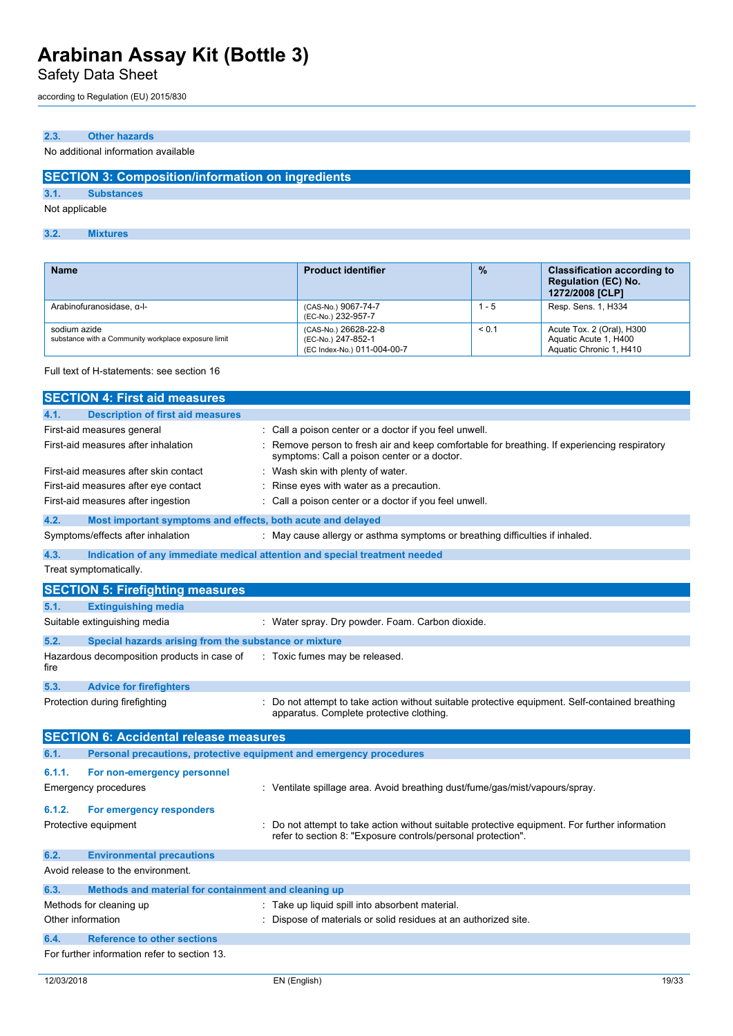#### 2.3. Other hazards

No additional information available

## SECTION 3: Composition/information on ingredients

#### 3.1. Substances

Not applicable

#### 3.2. Mixtures

| Name | Product identifier | % | Classification according to Regulation (EC) No. 1272/2008 [CLP] |
|---|---|---|---|
| Arabinofuranosidase, α-l- | (CAS-No.) 9067-74-7<br>(EC-No.) 232-957-7 | 1 - 5 | Resp. Sens. 1, H334 |
| sodium azide<br>substance with a Community workplace exposure limit | (CAS-No.) 26628-22-8<br>(EC-No.) 247-852-1<br>(EC Index-No.) 011-004-00-7 | < 0.1 | Acute Tox. 2 (Oral), H300<br>Aquatic Acute 1, H400<br>Aquatic Chronic 1, H410 |

Full text of H-statements: see section 16

## SECTION 4: First aid measures

#### 4.1. Description of first aid measures

First-aid measures general : Call a poison center or a doctor if you feel unwell.

First-aid measures after inhalation : Remove person to fresh air and keep comfortable for breathing. If experiencing respiratory symptoms: Call a poison center or a doctor.

First-aid measures after skin contact : Wash skin with plenty of water.

First-aid measures after eye contact : Rinse eyes with water as a precaution.

First-aid measures after ingestion : Call a poison center or a doctor if you feel unwell.

#### 4.2. Most important symptoms and effects, both acute and delayed

Symptoms/effects after inhalation : May cause allergy or asthma symptoms or breathing difficulties if inhaled.

#### 4.3. Indication of any immediate medical attention and special treatment needed

Treat symptomatically.

## SECTION 5: Firefighting measures

#### 5.1. Extinguishing media

Suitable extinguishing media : Water spray. Dry powder. Foam. Carbon dioxide.

#### 5.2. Special hazards arising from the substance or mixture

Hazardous decomposition products in case of fire : Toxic fumes may be released.

#### 5.3. Advice for firefighters

Protection during firefighting : Do not attempt to take action without suitable protective equipment. Self-contained breathing apparatus. Complete protective clothing.

## SECTION 6: Accidental release measures

#### 6.1. Personal precautions, protective equipment and emergency procedures

##### 6.1.1. For non-emergency personnel

Emergency procedures : Ventilate spillage area. Avoid breathing dust/fume/gas/mist/vapours/spray.

##### 6.1.2. For emergency responders

Protective equipment : Do not attempt to take action without suitable protective equipment. For further information refer to section 8: "Exposure controls/personal protection".

#### 6.2. Environmental precautions

Avoid release to the environment.

#### 6.3. Methods and material for containment and cleaning up

Methods for cleaning up : Take up liquid spill into absorbent material.

Other information : Dispose of materials or solid residues at an authorized site.

#### 6.4. Reference to other sections

For further information refer to section 13.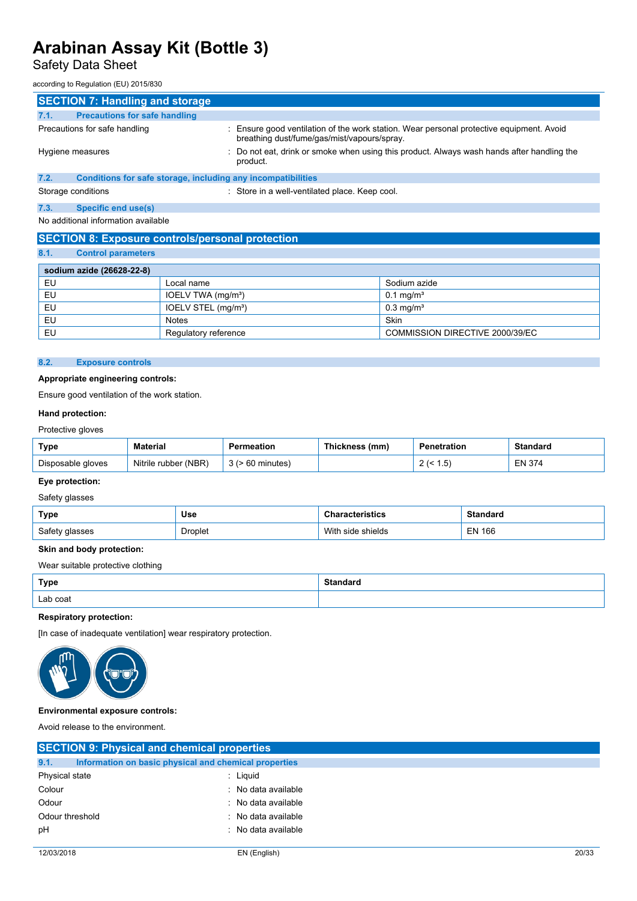## SECTION 7: Handling and storage

### 7.1. Precautions for safe handling

Precautions for safe handling : Ensure good ventilation of the work station. Wear personal protective equipment. Avoid breathing dust/fume/gas/mist/vapours/spray.

Hygiene measures : Do not eat, drink or smoke when using this product. Always wash hands after handling the product.

### 7.2. Conditions for safe storage, including any incompatibilities

Storage conditions : Store in a well-ventilated place. Keep cool.

### 7.3. Specific end use(s)

No additional information available

## SECTION 8: Exposure controls/personal protection

### 8.1. Control parameters

| sodium azide (26628-22-8) | | |
|---|---|---|
| EU | Local name | Sodium azide |
| EU | IOELV TWA (mg/m³) | 0.1 mg/m³ |
| EU | IOELV STEL (mg/m³) | 0.3 mg/m³ |
| EU | Notes | Skin |
| EU | Regulatory reference | COMMISSION DIRECTIVE 2000/39/EC |

### 8.2. Exposure controls

**Appropriate engineering controls:**

Ensure good ventilation of the work station.

**Hand protection:**

Protective gloves

| Type | Material | Permeation | Thickness (mm) | Penetration | Standard |
|---|---|---|---|---|---|
| Disposable gloves | Nitrile rubber (NBR) | 3 (> 60 minutes) | | 2 (< 1.5) | EN 374 |

**Eye protection:**

Safety glasses

| Type | Use | Characteristics | Standard |
|---|---|---|---|
| Safety glasses | Droplet | With side shields | EN 166 |

**Skin and body protection:**

Wear suitable protective clothing

| Type | Standard |
|---|---|
| Lab coat | |

**Respiratory protection:**

[In case of inadequate ventilation] wear respiratory protection.

**Environmental exposure controls:**

Avoid release to the environment.

## SECTION 9: Physical and chemical properties

### 9.1. Information on basic physical and chemical properties

Physical state : Liquid

Colour : No data available

Odour : No data available

Odour threshold : No data available

pH : No data available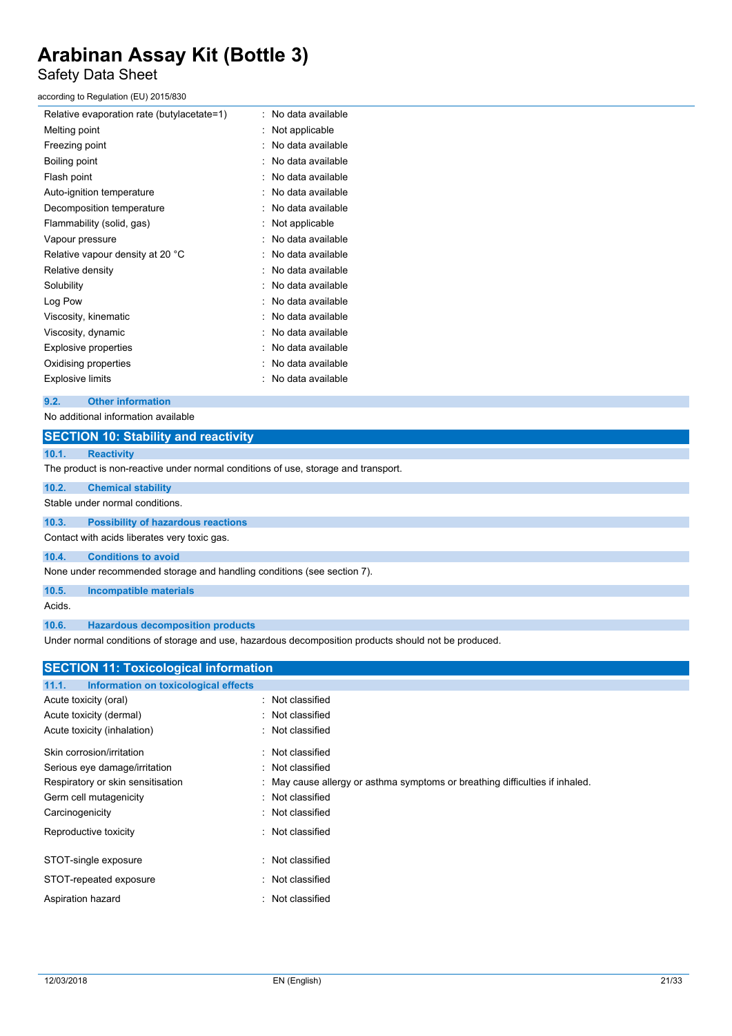| Property | Value |
|---|---|
| Relative evaporation rate (butylacetate=1) | : No data available |
| Melting point | : Not applicable |
| Freezing point | : No data available |
| Boiling point | : No data available |
| Flash point | : No data available |
| Auto-ignition temperature | : No data available |
| Decomposition temperature | : No data available |
| Flammability (solid, gas) | : Not applicable |
| Vapour pressure | : No data available |
| Relative vapour density at 20 °C | : No data available |
| Relative density | : No data available |
| Solubility | : No data available |
| Log Pow | : No data available |
| Viscosity, kinematic | : No data available |
| Viscosity, dynamic | : No data available |
| Explosive properties | : No data available |
| Oxidising properties | : No data available |
| Explosive limits | : No data available |

### 9.2. Other information

No additional information available

## SECTION 10: Stability and reactivity

### 10.1. Reactivity

The product is non-reactive under normal conditions of use, storage and transport.

### 10.2. Chemical stability

Stable under normal conditions.

### 10.3. Possibility of hazardous reactions

Contact with acids liberates very toxic gas.

### 10.4. Conditions to avoid

None under recommended storage and handling conditions (see section 7).

### 10.5. Incompatible materials

Acids.

### 10.6. Hazardous decomposition products

Under normal conditions of storage and use, hazardous decomposition products should not be produced.

## SECTION 11: Toxicological information

### 11.1. Information on toxicological effects

| Effect | Classification |
|---|---|
| Acute toxicity (oral) | : Not classified |
| Acute toxicity (dermal) | : Not classified |
| Acute toxicity (inhalation) | : Not classified |
| Skin corrosion/irritation | : Not classified |
| Serious eye damage/irritation | : Not classified |
| Respiratory or skin sensitisation | : May cause allergy or asthma symptoms or breathing difficulties if inhaled. |
| Germ cell mutagenicity | : Not classified |
| Carcinogenicity | : Not classified |
| Reproductive toxicity | : Not classified |
| STOT-single exposure | : Not classified |
| STOT-repeated exposure | : Not classified |
| Aspiration hazard | : Not classified |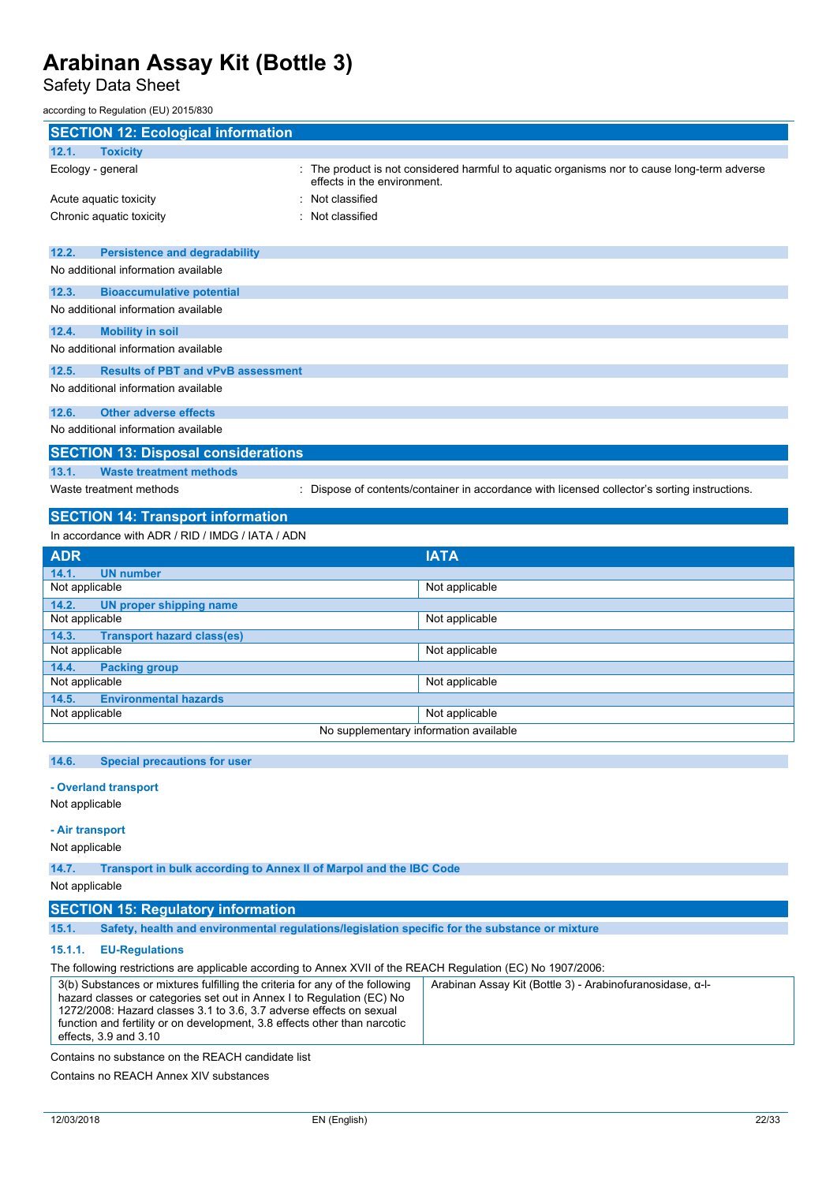## SECTION 12: Ecological information

### 12.1. Toxicity

| | |
|---|---|
| Ecology - general | : The product is not considered harmful to aquatic organisms nor to cause long-term adverse effects in the environment. |
| Acute aquatic toxicity | : Not classified |
| Chronic aquatic toxicity | : Not classified |

### 12.2. Persistence and degradability

No additional information available

### 12.3. Bioaccumulative potential

No additional information available

### 12.4. Mobility in soil

No additional information available

### 12.5. Results of PBT and vPvB assessment

No additional information available

### 12.6. Other adverse effects

No additional information available

## SECTION 13: Disposal considerations

### 13.1. Waste treatment methods

| | |
|---|---|
| Waste treatment methods | : Dispose of contents/container in accordance with licensed collector's sorting instructions. |

## SECTION 14: Transport information

In accordance with ADR / RID / IMDG / IATA / ADN

| ADR | IATA |
|---|---|
| **14.1. UN number** | |
| Not applicable | Not applicable |
| **14.2. UN proper shipping name** | |
| Not applicable | Not applicable |
| **14.3. Transport hazard class(es)** | |
| Not applicable | Not applicable |
| **14.4. Packing group** | |
| Not applicable | Not applicable |
| **14.5. Environmental hazards** | |
| Not applicable | Not applicable |
| No supplementary information available | |

### 14.6. Special precautions for user

**- Overland transport**

Not applicable

**- Air transport**

Not applicable

### 14.7. Transport in bulk according to Annex II of Marpol and the IBC Code

Not applicable

## SECTION 15: Regulatory information

### 15.1. Safety, health and environmental regulations/legislation specific for the substance or mixture

#### 15.1.1. EU-Regulations

The following restrictions are applicable according to Annex XVII of the REACH Regulation (EC) No 1907/2006:

| | |
|---|---|
| 3(b) Substances or mixtures fulfilling the criteria for any of the following hazard classes or categories set out in Annex I to Regulation (EC) No 1272/2008: Hazard classes 3.1 to 3.6, 3.7 adverse effects on sexual function and fertility or on development, 3.8 effects other than narcotic effects, 3.9 and 3.10 | Arabinan Assay Kit (Bottle 3) - Arabinofuranosidase, α-l- |

Contains no substance on the REACH candidate list

Contains no REACH Annex XIV substances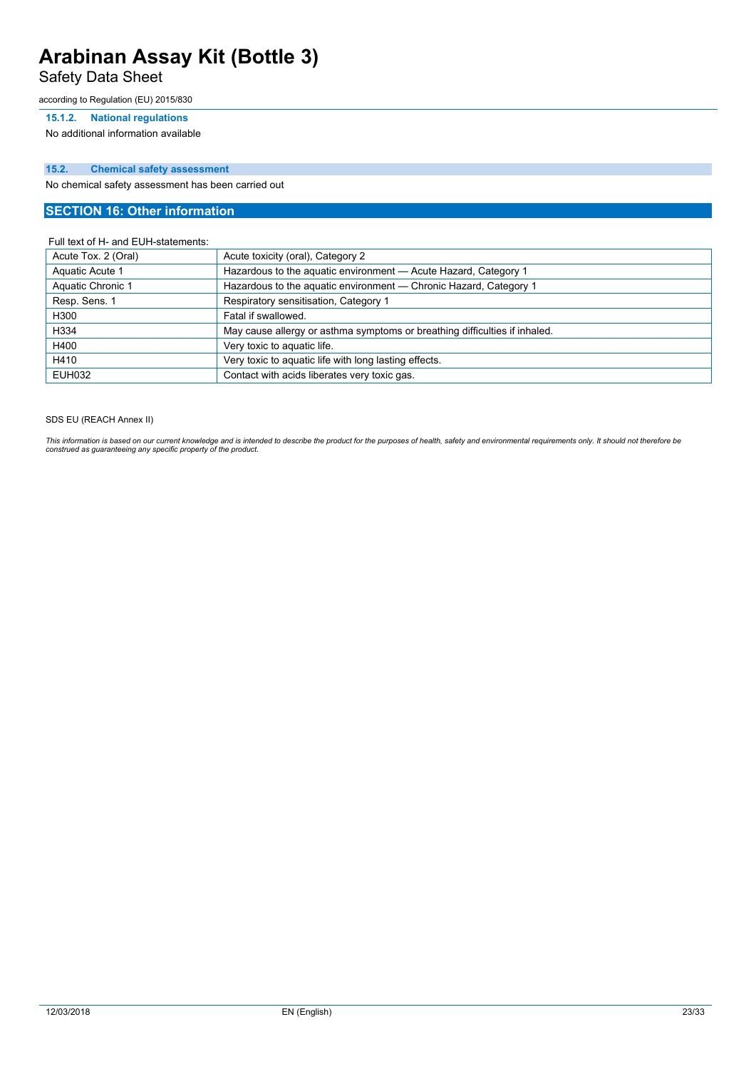#### 15.1.2. National regulations

No additional information available

### 15.2. Chemical safety assessment

No chemical safety assessment has been carried out

## SECTION 16: Other information

Full text of H- and EUH-statements:

| | |
|---|---|
| Acute Tox. 2 (Oral) | Acute toxicity (oral), Category 2 |
| Aquatic Acute 1 | Hazardous to the aquatic environment — Acute Hazard, Category 1 |
| Aquatic Chronic 1 | Hazardous to the aquatic environment — Chronic Hazard, Category 1 |
| Resp. Sens. 1 | Respiratory sensitisation, Category 1 |
| H300 | Fatal if swallowed. |
| H334 | May cause allergy or asthma symptoms or breathing difficulties if inhaled. |
| H400 | Very toxic to aquatic life. |
| H410 | Very toxic to aquatic life with long lasting effects. |
| EUH032 | Contact with acids liberates very toxic gas. |

SDS EU (REACH Annex II)

*This information is based on our current knowledge and is intended to describe the product for the purposes of health, safety and environmental requirements only. It should not therefore be construed as guaranteeing any specific property of the product.*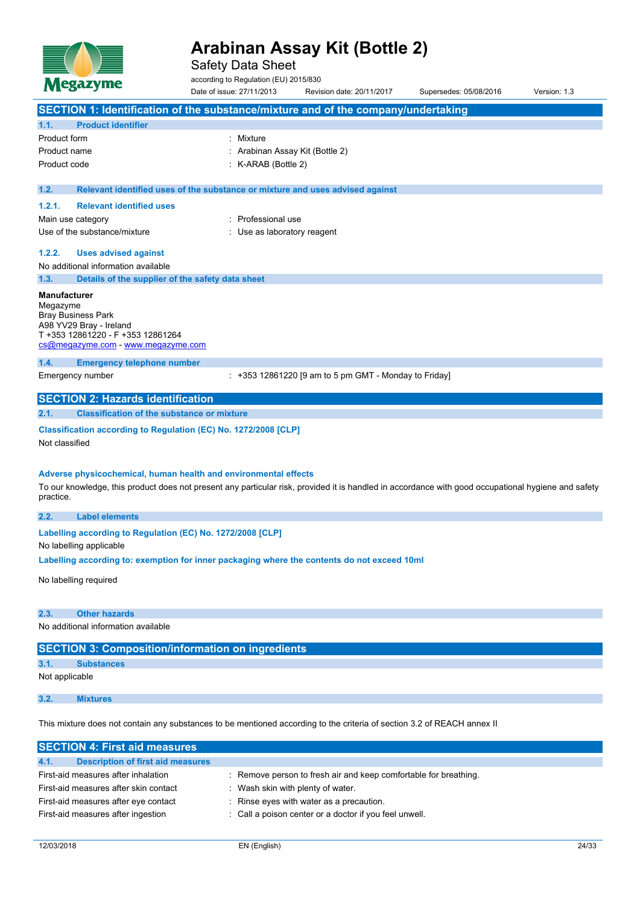# Arabinan Assay Kit (Bottle 2)

Safety Data Sheet

according to Regulation (EU) 2015/830

Date of issue: 27/11/2013 Revision date: 20/11/2017 Supersedes: 05/08/2016 Version: 1.3

## SECTION 1: Identification of the substance/mixture and of the company/undertaking

### 1.1. Product identifier

| | |
|---|---|
| Product form | : Mixture |
| Product name | : Arabinan Assay Kit (Bottle 2) |
| Product code | : K-ARAB (Bottle 2) |

### 1.2. Relevant identified uses of the substance or mixture and uses advised against

#### 1.2.1. Relevant identified uses

| | |
|---|---|
| Main use category | : Professional use |
| Use of the substance/mixture | : Use as laboratory reagent |

#### 1.2.2. Uses advised against

No additional information available

### 1.3. Details of the supplier of the safety data sheet

**Manufacturer**
Megazyme
Bray Business Park
A98 YV29 Bray - Ireland
T +353 12861220 - F +353 12861264
cs@megazyme.com - www.megazyme.com

### 1.4. Emergency telephone number

| | |
|---|---|
| Emergency number | : +353 12861220 [9 am to 5 pm GMT - Monday to Friday] |

## SECTION 2: Hazards identification

### 2.1. Classification of the substance or mixture

**Classification according to Regulation (EC) No. 1272/2008 [CLP]**

Not classified

**Adverse physicochemical, human health and environmental effects**

To our knowledge, this product does not present any particular risk, provided it is handled in accordance with good occupational hygiene and safety practice.

### 2.2. Label elements

**Labelling according to Regulation (EC) No. 1272/2008 [CLP]**

No labelling applicable

**Labelling according to: exemption for inner packaging where the contents do not exceed 10ml**

No labelling required

### 2.3. Other hazards

No additional information available

## SECTION 3: Composition/information on ingredients

### 3.1. Substances

Not applicable

### 3.2. Mixtures

This mixture does not contain any substances to be mentioned according to the criteria of section 3.2 of REACH annex II

## SECTION 4: First aid measures

### 4.1. Description of first aid measures

| | |
|---|---|
| First-aid measures after inhalation | : Remove person to fresh air and keep comfortable for breathing. |
| First-aid measures after skin contact | : Wash skin with plenty of water. |
| First-aid measures after eye contact | : Rinse eyes with water as a precaution. |
| First-aid measures after ingestion | : Call a poison center or a doctor if you feel unwell. |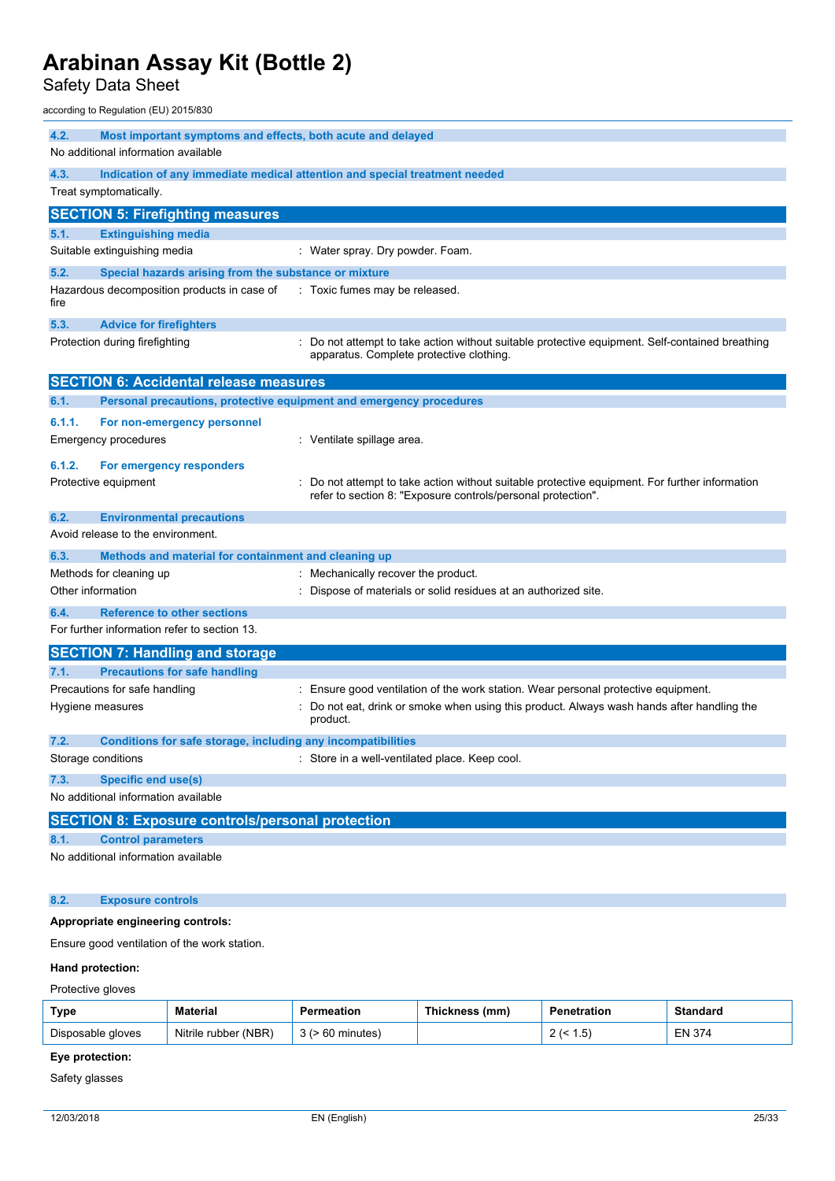### 4.2. Most important symptoms and effects, both acute and delayed

No additional information available

### 4.3. Indication of any immediate medical attention and special treatment needed

Treat symptomatically.

## SECTION 5: Firefighting measures

### 5.1. Extinguishing media

Suitable extinguishing media : Water spray. Dry powder. Foam.

### 5.2. Special hazards arising from the substance or mixture

Hazardous decomposition products in case of fire : Toxic fumes may be released.

### 5.3. Advice for firefighters

Protection during firefighting : Do not attempt to take action without suitable protective equipment. Self-contained breathing apparatus. Complete protective clothing.

## SECTION 6: Accidental release measures

### 6.1. Personal precautions, protective equipment and emergency procedures

#### 6.1.1. For non-emergency personnel

Emergency procedures : Ventilate spillage area.

#### 6.1.2. For emergency responders

Protective equipment : Do not attempt to take action without suitable protective equipment. For further information refer to section 8: "Exposure controls/personal protection".

### 6.2. Environmental precautions

Avoid release to the environment.

### 6.3. Methods and material for containment and cleaning up

Methods for cleaning up : Mechanically recover the product.

Other information : Dispose of materials or solid residues at an authorized site.

### 6.4. Reference to other sections

For further information refer to section 13.

## SECTION 7: Handling and storage

### 7.1. Precautions for safe handling

Precautions for safe handling : Ensure good ventilation of the work station. Wear personal protective equipment.

Hygiene measures : Do not eat, drink or smoke when using this product. Always wash hands after handling the product.

### 7.2. Conditions for safe storage, including any incompatibilities

Storage conditions : Store in a well-ventilated place. Keep cool.

### 7.3. Specific end use(s)

No additional information available

## SECTION 8: Exposure controls/personal protection

### 8.1. Control parameters

No additional information available

### 8.2. Exposure controls

**Appropriate engineering controls:**

Ensure good ventilation of the work station.

**Hand protection:**

Protective gloves

| Type | Material | Permeation | Thickness (mm) | Penetration | Standard |
|---|---|---|---|---|---|
| Disposable gloves | Nitrile rubber (NBR) | 3 (> 60 minutes) | | 2 (< 1.5) | EN 374 |

**Eye protection:**

Safety glasses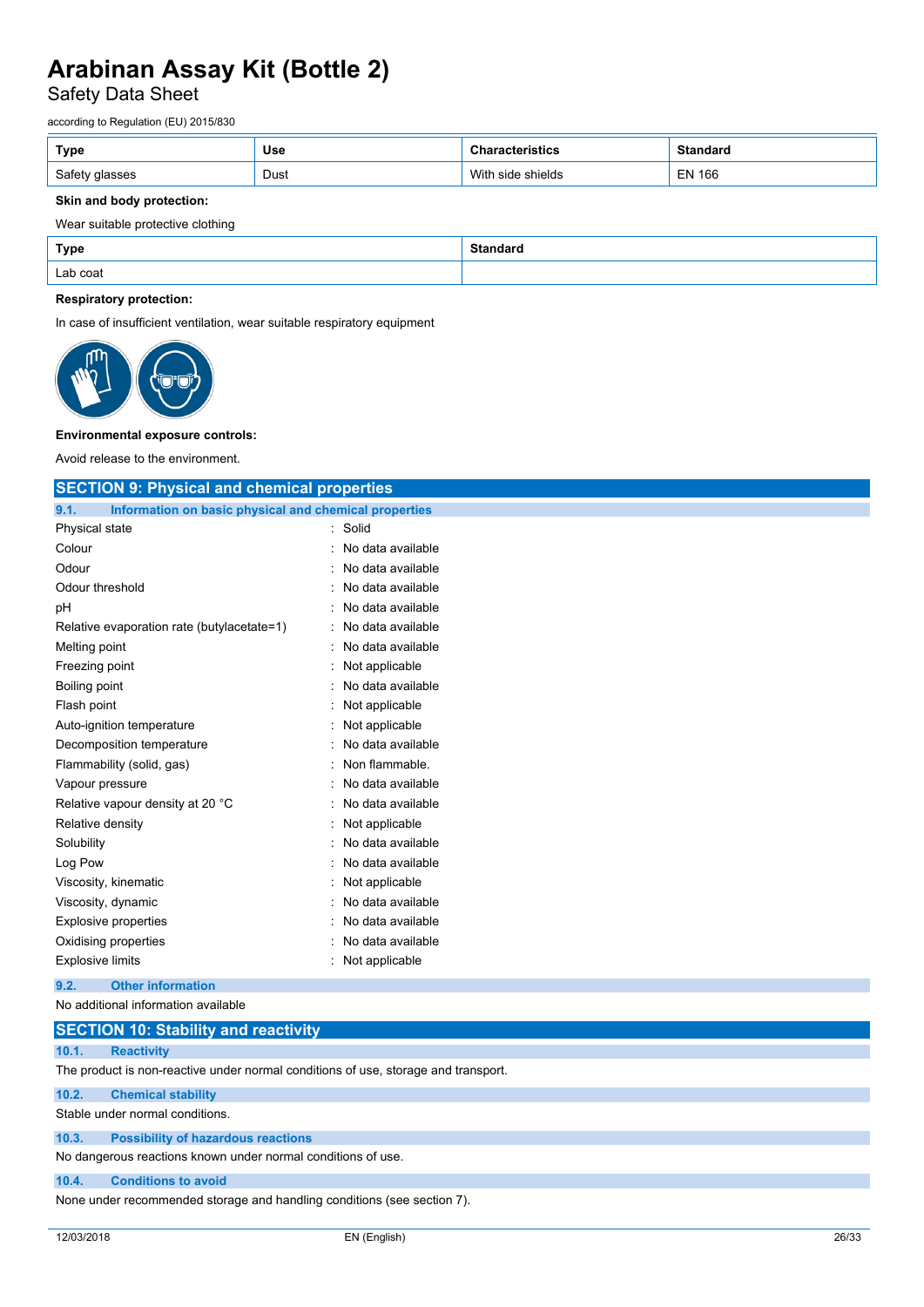| Type | Use | Characteristics | Standard |
|---|---|---|---|
| Safety glasses | Dust | With side shields | EN 166 |

**Skin and body protection:**

Wear suitable protective clothing

| Type | Standard |
|---|---|
| Lab coat | |

**Respiratory protection:**

In case of insufficient ventilation, wear suitable respiratory equipment

**Environmental exposure controls:**

Avoid release to the environment.

## SECTION 9: Physical and chemical properties

### 9.1. Information on basic physical and chemical properties

| | |
|---|---|
| Physical state | : Solid |
| Colour | : No data available |
| Odour | : No data available |
| Odour threshold | : No data available |
| pH | : No data available |
| Relative evaporation rate (butylacetate=1) | : No data available |
| Melting point | : No data available |
| Freezing point | : Not applicable |
| Boiling point | : No data available |
| Flash point | : Not applicable |
| Auto-ignition temperature | : Not applicable |
| Decomposition temperature | : No data available |
| Flammability (solid, gas) | : Non flammable. |
| Vapour pressure | : No data available |
| Relative vapour density at 20 °C | : No data available |
| Relative density | : Not applicable |
| Solubility | : No data available |
| Log Pow | : No data available |
| Viscosity, kinematic | : Not applicable |
| Viscosity, dynamic | : No data available |
| Explosive properties | : No data available |
| Oxidising properties | : No data available |
| Explosive limits | : Not applicable |

### 9.2. Other information

No additional information available

## SECTION 10: Stability and reactivity

### 10.1. Reactivity

The product is non-reactive under normal conditions of use, storage and transport.

### 10.2. Chemical stability

Stable under normal conditions.

### 10.3. Possibility of hazardous reactions

No dangerous reactions known under normal conditions of use.

### 10.4. Conditions to avoid

None under recommended storage and handling conditions (see section 7).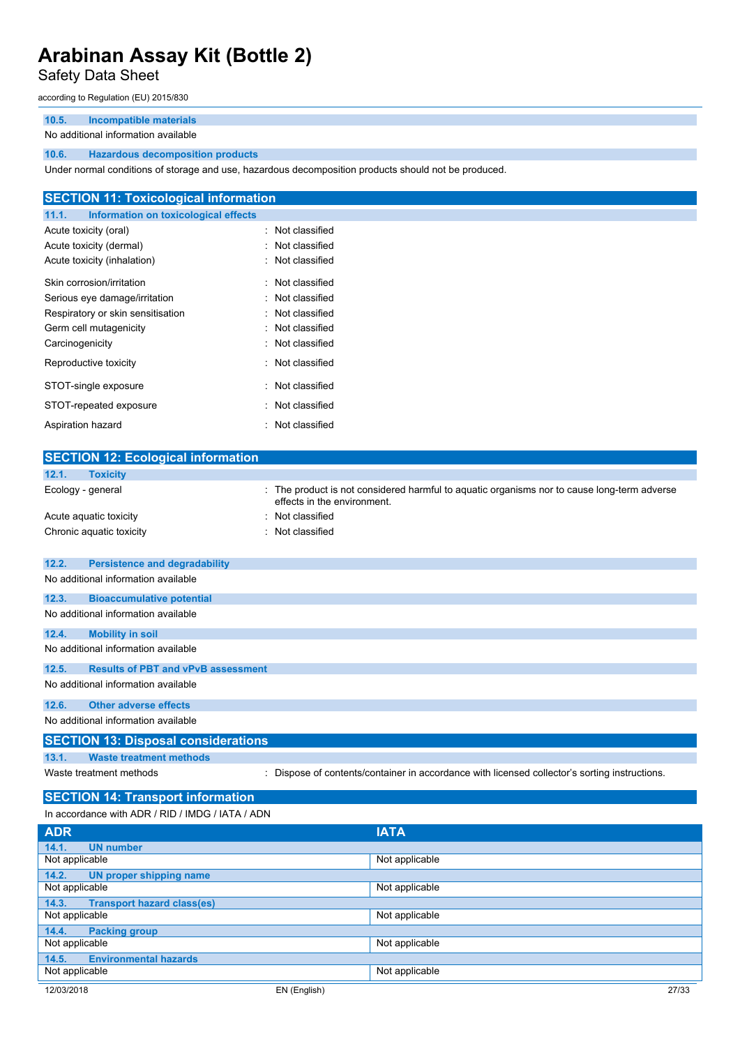### 10.5. Incompatible materials

No additional information available

### 10.6. Hazardous decomposition products

Under normal conditions of storage and use, hazardous decomposition products should not be produced.

## SECTION 11: Toxicological information

### 11.1. Information on toxicological effects

| | |
|---|---|
| Acute toxicity (oral) | : Not classified |
| Acute toxicity (dermal) | : Not classified |
| Acute toxicity (inhalation) | : Not classified |
| Skin corrosion/irritation | : Not classified |
| Serious eye damage/irritation | : Not classified |
| Respiratory or skin sensitisation | : Not classified |
| Germ cell mutagenicity | : Not classified |
| Carcinogenicity | : Not classified |
| Reproductive toxicity | : Not classified |
| STOT-single exposure | : Not classified |
| STOT-repeated exposure | : Not classified |
| Aspiration hazard | : Not classified |

## SECTION 12: Ecological information

### 12.1. Toxicity

| | |
|---|---|
| Ecology - general | : The product is not considered harmful to aquatic organisms nor to cause long-term adverse effects in the environment. |
| Acute aquatic toxicity | : Not classified |
| Chronic aquatic toxicity | : Not classified |

### 12.2. Persistence and degradability

No additional information available

### 12.3. Bioaccumulative potential

No additional information available

### 12.4. Mobility in soil

No additional information available

### 12.5. Results of PBT and vPvB assessment

No additional information available

### 12.6. Other adverse effects

No additional information available

## SECTION 13: Disposal considerations

### 13.1. Waste treatment methods

| | |
|---|---|
| Waste treatment methods | : Dispose of contents/container in accordance with licensed collector's sorting instructions. |

## SECTION 14: Transport information

In accordance with ADR / RID / IMDG / IATA / ADN

| ADR | IATA |
|---|---|
| **14.1. UN number** | |
| Not applicable | Not applicable |
| **14.2. UN proper shipping name** | |
| Not applicable | Not applicable |
| **14.3. Transport hazard class(es)** | |
| Not applicable | Not applicable |
| **14.4. Packing group** | |
| Not applicable | Not applicable |
| **14.5. Environmental hazards** | |
| Not applicable | Not applicable |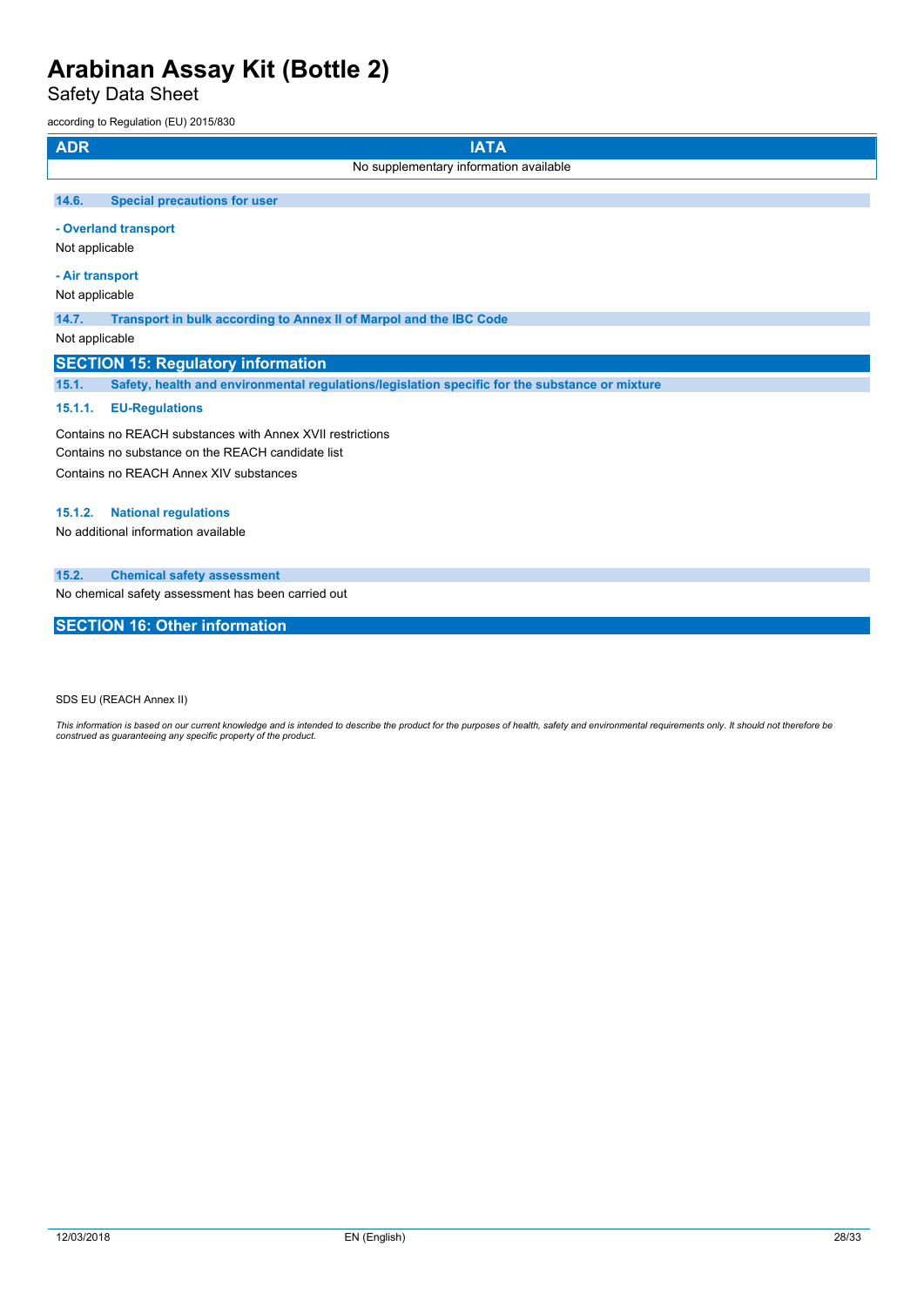| ADR | IATA |
| --- | --- |
| No supplementary information available | |

### 14.6. Special precautions for user

**- Overland transport**

Not applicable

**- Air transport**

Not applicable

### 14.7. Transport in bulk according to Annex II of Marpol and the IBC Code

Not applicable

## SECTION 15: Regulatory information

### 15.1. Safety, health and environmental regulations/legislation specific for the substance or mixture

#### 15.1.1. EU-Regulations

Contains no REACH substances with Annex XVII restrictions

Contains no substance on the REACH candidate list

Contains no REACH Annex XIV substances

#### 15.1.2. National regulations

No additional information available

### 15.2. Chemical safety assessment

No chemical safety assessment has been carried out

## SECTION 16: Other information

SDS EU (REACH Annex II)

*This information is based on our current knowledge and is intended to describe the product for the purposes of health, safety and environmental requirements only. It should not therefore be construed as guaranteeing any specific property of the product.*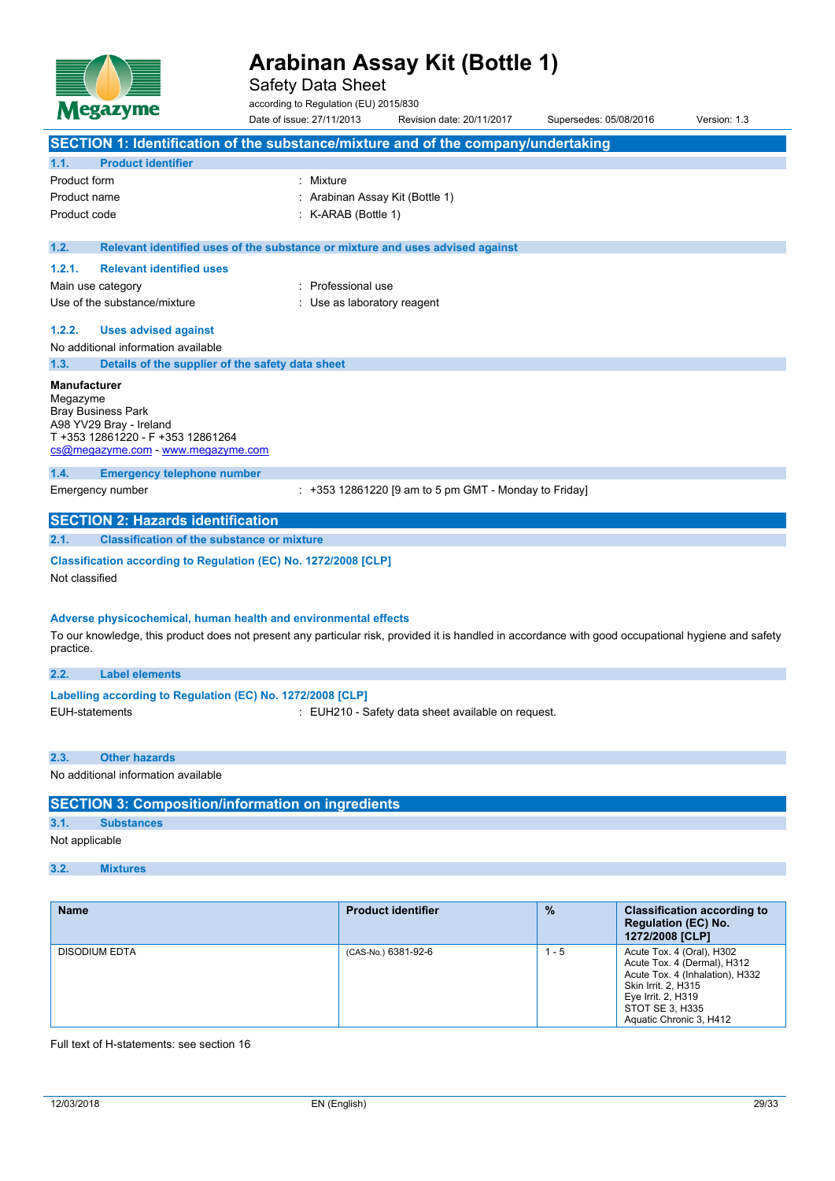# Arabinan Assay Kit (Bottle 1)

Safety Data Sheet

according to Regulation (EU) 2015/830

Date of issue: 27/11/2013 Revision date: 20/11/2017 Supersedes: 05/08/2016 Version: 1.3

## SECTION 1: Identification of the substance/mixture and of the company/undertaking

### 1.1. Product identifier

Product form : Mixture

Product name : Arabinan Assay Kit (Bottle 1)

Product code : K-ARAB (Bottle 1)

### 1.2. Relevant identified uses of the substance or mixture and uses advised against

#### 1.2.1. Relevant identified uses

Main use category : Professional use

Use of the substance/mixture : Use as laboratory reagent

#### 1.2.2. Uses advised against

No additional information available

### 1.3. Details of the supplier of the safety data sheet

**Manufacturer**
Megazyme
Bray Business Park
A98 YV29 Bray - Ireland
T +353 12861220 - F +353 12861264
cs@megazyme.com - www.megazyme.com

### 1.4. Emergency telephone number

Emergency number : +353 12861220 [9 am to 5 pm GMT - Monday to Friday]

## SECTION 2: Hazards identification

### 2.1. Classification of the substance or mixture

**Classification according to Regulation (EC) No. 1272/2008 [CLP]**

Not classified

**Adverse physicochemical, human health and environmental effects**

To our knowledge, this product does not present any particular risk, provided it is handled in accordance with good occupational hygiene and safety practice.

### 2.2. Label elements

**Labelling according to Regulation (EC) No. 1272/2008 [CLP]**

EUH-statements : EUH210 - Safety data sheet available on request.

### 2.3. Other hazards

No additional information available

## SECTION 3: Composition/information on ingredients

### 3.1. Substances

Not applicable

### 3.2. Mixtures

| Name | Product identifier | % | Classification according to Regulation (EC) No. 1272/2008 [CLP] |
|---|---|---|---|
| DISODIUM EDTA | (CAS-No.) 6381-92-6 | 1 - 5 | Acute Tox. 4 (Oral), H302<br>Acute Tox. 4 (Dermal), H312<br>Acute Tox. 4 (Inhalation), H332<br>Skin Irrit. 2, H315<br>Eye Irrit. 2, H319<br>STOT SE 3, H335<br>Aquatic Chronic 3, H412 |

Full text of H-statements: see section 16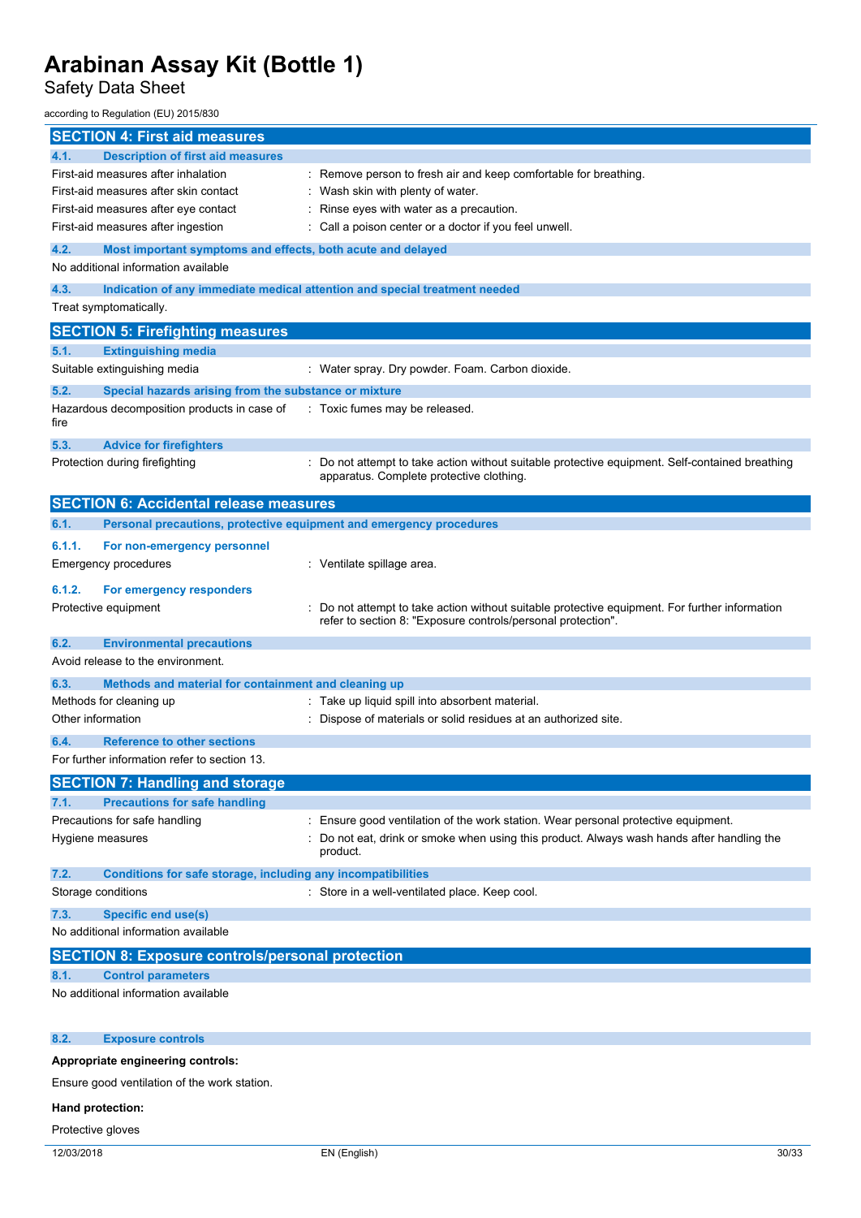# Arabinan Assay Kit (Bottle 1)

Safety Data Sheet

according to Regulation (EU) 2015/830

## SECTION 4: First aid measures

### 4.1. Description of first aid measures

| | |
|---|---|
| First-aid measures after inhalation | : Remove person to fresh air and keep comfortable for breathing. |
| First-aid measures after skin contact | : Wash skin with plenty of water. |
| First-aid measures after eye contact | : Rinse eyes with water as a precaution. |
| First-aid measures after ingestion | : Call a poison center or a doctor if you feel unwell. |

### 4.2. Most important symptoms and effects, both acute and delayed

No additional information available

### 4.3. Indication of any immediate medical attention and special treatment needed

Treat symptomatically.

## SECTION 5: Firefighting measures

### 5.1. Extinguishing media

| | |
|---|---|
| Suitable extinguishing media | : Water spray. Dry powder. Foam. Carbon dioxide. |

### 5.2. Special hazards arising from the substance or mixture

| | |
|---|---|
| Hazardous decomposition products in case of fire | : Toxic fumes may be released. |

### 5.3. Advice for firefighters

| | |
|---|---|
| Protection during firefighting | : Do not attempt to take action without suitable protective equipment. Self-contained breathing apparatus. Complete protective clothing. |

## SECTION 6: Accidental release measures

### 6.1. Personal precautions, protective equipment and emergency procedures

#### 6.1.1. For non-emergency personnel

| | |
|---|---|
| Emergency procedures | : Ventilate spillage area. |

#### 6.1.2. For emergency responders

| | |
|---|---|
| Protective equipment | : Do not attempt to take action without suitable protective equipment. For further information refer to section 8: "Exposure controls/personal protection". |

### 6.2. Environmental precautions

Avoid release to the environment.

### 6.3. Methods and material for containment and cleaning up

| | |
|---|---|
| Methods for cleaning up | : Take up liquid spill into absorbent material. |
| Other information | : Dispose of materials or solid residues at an authorized site. |

### 6.4. Reference to other sections

For further information refer to section 13.

## SECTION 7: Handling and storage

### 7.1. Precautions for safe handling

| | |
|---|---|
| Precautions for safe handling | : Ensure good ventilation of the work station. Wear personal protective equipment. |
| Hygiene measures | : Do not eat, drink or smoke when using this product. Always wash hands after handling the product. |

### 7.2. Conditions for safe storage, including any incompatibilities

| | |
|---|---|
| Storage conditions | : Store in a well-ventilated place. Keep cool. |

### 7.3. Specific end use(s)

No additional information available

## SECTION 8: Exposure controls/personal protection

### 8.1. Control parameters

No additional information available

### 8.2. Exposure controls

**Appropriate engineering controls:**

Ensure good ventilation of the work station.

**Hand protection:**

Protective gloves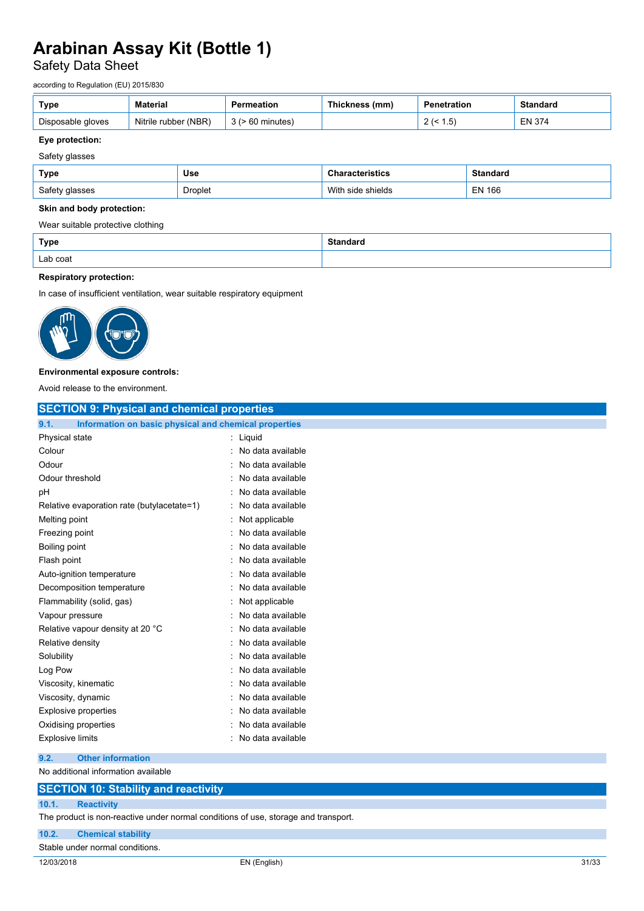| Type | Material | Permeation | Thickness (mm) | Penetration | Standard |
|---|---|---|---|---|---|
| Disposable gloves | Nitrile rubber (NBR) | 3 (> 60 minutes) | | 2 (< 1.5) | EN 374 |

**Eye protection:**

Safety glasses

| Type | Use | Characteristics | Standard |
|---|---|---|---|
| Safety glasses | Droplet | With side shields | EN 166 |

**Skin and body protection:**

Wear suitable protective clothing

| Type | Standard |
|---|---|
| Lab coat | |

**Respiratory protection:**

In case of insufficient ventilation, wear suitable respiratory equipment

**Environmental exposure controls:**

Avoid release to the environment.

## SECTION 9: Physical and chemical properties

### 9.1. Information on basic physical and chemical properties

| | |
|---|---|
| Physical state | : Liquid |
| Colour | : No data available |
| Odour | : No data available |
| Odour threshold | : No data available |
| pH | : No data available |
| Relative evaporation rate (butylacetate=1) | : No data available |
| Melting point | : Not applicable |
| Freezing point | : No data available |
| Boiling point | : No data available |
| Flash point | : No data available |
| Auto-ignition temperature | : No data available |
| Decomposition temperature | : No data available |
| Flammability (solid, gas) | : Not applicable |
| Vapour pressure | : No data available |
| Relative vapour density at 20 °C | : No data available |
| Relative density | : No data available |
| Solubility | : No data available |
| Log Pow | : No data available |
| Viscosity, kinematic | : No data available |
| Viscosity, dynamic | : No data available |
| Explosive properties | : No data available |
| Oxidising properties | : No data available |
| Explosive limits | : No data available |

### 9.2. Other information

No additional information available

## SECTION 10: Stability and reactivity

### 10.1. Reactivity

The product is non-reactive under normal conditions of use, storage and transport.

### 10.2. Chemical stability

Stable under normal conditions.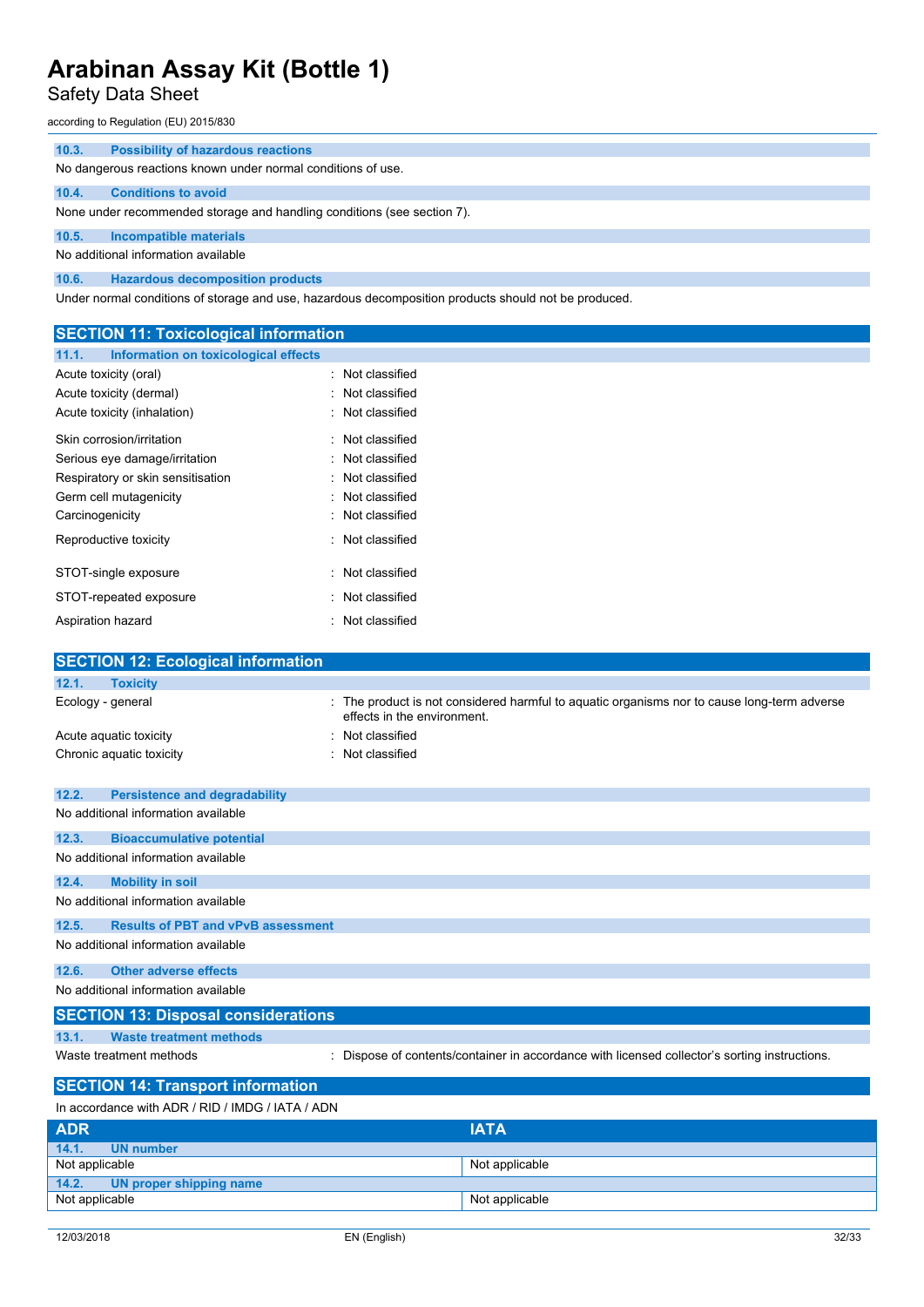#### 10.3. Possibility of hazardous reactions

No dangerous reactions known under normal conditions of use.

#### 10.4. Conditions to avoid

None under recommended storage and handling conditions (see section 7).

#### 10.5. Incompatible materials

No additional information available

#### 10.6. Hazardous decomposition products

Under normal conditions of storage and use, hazardous decomposition products should not be produced.

## SECTION 11: Toxicological information

#### 11.1. Information on toxicological effects

| | |
|---|---|
| Acute toxicity (oral) | : Not classified |
| Acute toxicity (dermal) | : Not classified |
| Acute toxicity (inhalation) | : Not classified |
| Skin corrosion/irritation | : Not classified |
| Serious eye damage/irritation | : Not classified |
| Respiratory or skin sensitisation | : Not classified |
| Germ cell mutagenicity | : Not classified |
| Carcinogenicity | : Not classified |
| Reproductive toxicity | : Not classified |
| STOT-single exposure | : Not classified |
| STOT-repeated exposure | : Not classified |
| Aspiration hazard | : Not classified |

## SECTION 12: Ecological information

#### 12.1. Toxicity

| | |
|---|---|
| Ecology - general | : The product is not considered harmful to aquatic organisms nor to cause long-term adverse effects in the environment. |
| Acute aquatic toxicity | : Not classified |
| Chronic aquatic toxicity | : Not classified |

#### 12.2. Persistence and degradability

No additional information available

#### 12.3. Bioaccumulative potential

No additional information available

#### 12.4. Mobility in soil

No additional information available

#### 12.5. Results of PBT and vPvB assessment

No additional information available

#### 12.6. Other adverse effects

No additional information available

## SECTION 13: Disposal considerations

#### 13.1. Waste treatment methods

| | |
|---|---|
| Waste treatment methods | : Dispose of contents/container in accordance with licensed collector's sorting instructions. |

## SECTION 14: Transport information

In accordance with ADR / RID / IMDG / IATA / ADN

| ADR | IATA |
|---|---|
| **14.1. UN number** | |
| Not applicable | Not applicable |
| **14.2. UN proper shipping name** | |
| Not applicable | Not applicable |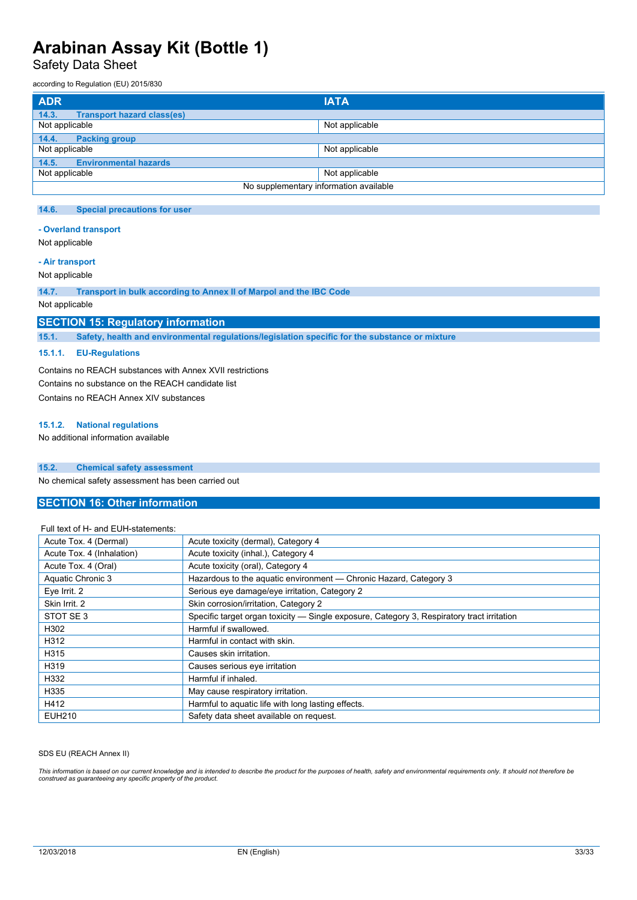| ADR | IATA |
| --- | --- |
| **14.3. Transport hazard class(es)** | |
| Not applicable | Not applicable |
| **14.4. Packing group** | |
| Not applicable | Not applicable |
| **14.5. Environmental hazards** | |
| Not applicable | Not applicable |
| No supplementary information available | |

### 14.6. Special precautions for user

**- Overland transport**

Not applicable

**- Air transport**

Not applicable

### 14.7. Transport in bulk according to Annex II of Marpol and the IBC Code

Not applicable

## SECTION 15: Regulatory information

### 15.1. Safety, health and environmental regulations/legislation specific for the substance or mixture

#### 15.1.1. EU-Regulations

Contains no REACH substances with Annex XVII restrictions

Contains no substance on the REACH candidate list

Contains no REACH Annex XIV substances

#### 15.1.2. National regulations

No additional information available

### 15.2. Chemical safety assessment

No chemical safety assessment has been carried out

## SECTION 16: Other information

Full text of H- and EUH-statements:

| | |
| --- | --- |
| Acute Tox. 4 (Dermal) | Acute toxicity (dermal), Category 4 |
| Acute Tox. 4 (Inhalation) | Acute toxicity (inhal.), Category 4 |
| Acute Tox. 4 (Oral) | Acute toxicity (oral), Category 4 |
| Aquatic Chronic 3 | Hazardous to the aquatic environment — Chronic Hazard, Category 3 |
| Eye Irrit. 2 | Serious eye damage/eye irritation, Category 2 |
| Skin Irrit. 2 | Skin corrosion/irritation, Category 2 |
| STOT SE 3 | Specific target organ toxicity — Single exposure, Category 3, Respiratory tract irritation |
| H302 | Harmful if swallowed. |
| H312 | Harmful in contact with skin. |
| H315 | Causes skin irritation. |
| H319 | Causes serious eye irritation |
| H332 | Harmful if inhaled. |
| H335 | May cause respiratory irritation. |
| H412 | Harmful to aquatic life with long lasting effects. |
| EUH210 | Safety data sheet available on request. |

SDS EU (REACH Annex II)

*This information is based on our current knowledge and is intended to describe the product for the purposes of health, safety and environmental requirements only. It should not therefore be construed as guaranteeing any specific property of the product.*